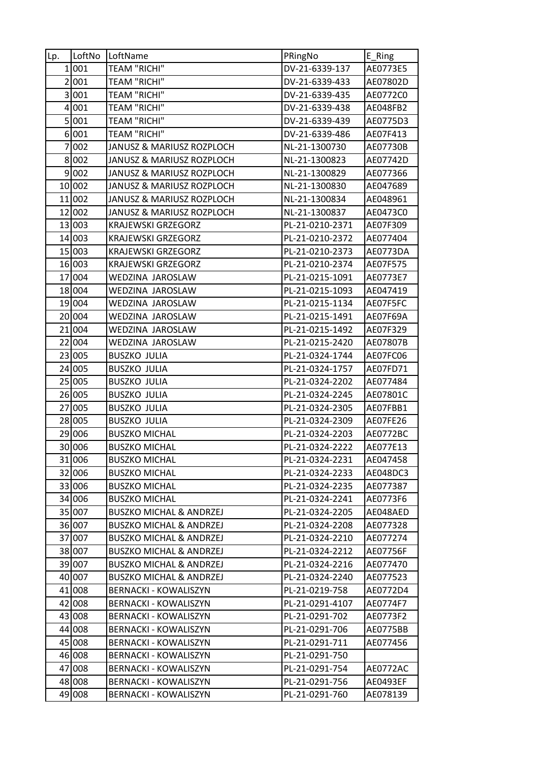| Lp. | LoftNo | LoftName | PRingNo | E_Ring |
|---|---|---|---|---|
| 1 | 001 | TEAM "RICHI" | DV-21-6339-137 | AE0773E5 |
| 2 | 001 | TEAM "RICHI" | DV-21-6339-433 | AE07802D |
| 3 | 001 | TEAM "RICHI" | DV-21-6339-435 | AE0772C0 |
| 4 | 001 | TEAM "RICHI" | DV-21-6339-438 | AE048FB2 |
| 5 | 001 | TEAM "RICHI" | DV-21-6339-439 | AE0775D3 |
| 6 | 001 | TEAM "RICHI" | DV-21-6339-486 | AE07F413 |
| 7 | 002 | JANUSZ & MARIUSZ ROZPLOCH | NL-21-1300730 | AE07730B |
| 8 | 002 | JANUSZ & MARIUSZ ROZPLOCH | NL-21-1300823 | AE07742D |
| 9 | 002 | JANUSZ & MARIUSZ ROZPLOCH | NL-21-1300829 | AE077366 |
| 10 | 002 | JANUSZ & MARIUSZ ROZPLOCH | NL-21-1300830 | AE047689 |
| 11 | 002 | JANUSZ & MARIUSZ ROZPLOCH | NL-21-1300834 | AE048961 |
| 12 | 002 | JANUSZ & MARIUSZ ROZPLOCH | NL-21-1300837 | AE0473C0 |
| 13 | 003 | KRAJEWSKI GRZEGORZ | PL-21-0210-2371 | AE07F309 |
| 14 | 003 | KRAJEWSKI GRZEGORZ | PL-21-0210-2372 | AE077404 |
| 15 | 003 | KRAJEWSKI GRZEGORZ | PL-21-0210-2373 | AE0773DA |
| 16 | 003 | KRAJEWSKI GRZEGORZ | PL-21-0210-2374 | AE07F575 |
| 17 | 004 | WEDZINA JAROSLAW | PL-21-0215-1091 | AE0773E7 |
| 18 | 004 | WEDZINA JAROSLAW | PL-21-0215-1093 | AE047419 |
| 19 | 004 | WEDZINA JAROSLAW | PL-21-0215-1134 | AE07F5FC |
| 20 | 004 | WEDZINA JAROSLAW | PL-21-0215-1491 | AE07F69A |
| 21 | 004 | WEDZINA JAROSLAW | PL-21-0215-1492 | AE07F329 |
| 22 | 004 | WEDZINA JAROSLAW | PL-21-0215-2420 | AE07807B |
| 23 | 005 | BUSZKO JULIA | PL-21-0324-1744 | AE07FC06 |
| 24 | 005 | BUSZKO JULIA | PL-21-0324-1757 | AE07FD71 |
| 25 | 005 | BUSZKO JULIA | PL-21-0324-2202 | AE077484 |
| 26 | 005 | BUSZKO JULIA | PL-21-0324-2245 | AE07801C |
| 27 | 005 | BUSZKO JULIA | PL-21-0324-2305 | AE07FBB1 |
| 28 | 005 | BUSZKO JULIA | PL-21-0324-2309 | AE07FE26 |
| 29 | 006 | BUSZKO MICHAL | PL-21-0324-2203 | AE0772BC |
| 30 | 006 | BUSZKO MICHAL | PL-21-0324-2222 | AE077E13 |
| 31 | 006 | BUSZKO MICHAL | PL-21-0324-2231 | AE047458 |
| 32 | 006 | BUSZKO MICHAL | PL-21-0324-2233 | AE048DC3 |
| 33 | 006 | BUSZKO MICHAL | PL-21-0324-2235 | AE077387 |
| 34 | 006 | BUSZKO MICHAL | PL-21-0324-2241 | AE0773F6 |
| 35 | 007 | BUSZKO MICHAL & ANDRZEJ | PL-21-0324-2205 | AE048AED |
| 36 | 007 | BUSZKO MICHAL & ANDRZEJ | PL-21-0324-2208 | AE077328 |
| 37 | 007 | BUSZKO MICHAL & ANDRZEJ | PL-21-0324-2210 | AE077274 |
| 38 | 007 | BUSZKO MICHAL & ANDRZEJ | PL-21-0324-2212 | AE07756F |
| 39 | 007 | BUSZKO MICHAL & ANDRZEJ | PL-21-0324-2216 | AE077470 |
| 40 | 007 | BUSZKO MICHAL & ANDRZEJ | PL-21-0324-2240 | AE077523 |
| 41 | 008 | BERNACKI - KOWALISZYN | PL-21-0219-758 | AE0772D4 |
| 42 | 008 | BERNACKI - KOWALISZYN | PL-21-0291-4107 | AE0774F7 |
| 43 | 008 | BERNACKI - KOWALISZYN | PL-21-0291-702 | AE0773F2 |
| 44 | 008 | BERNACKI - KOWALISZYN | PL-21-0291-706 | AE0775BB |
| 45 | 008 | BERNACKI - KOWALISZYN | PL-21-0291-711 | AE077456 |
| 46 | 008 | BERNACKI - KOWALISZYN | PL-21-0291-750 | |
| 47 | 008 | BERNACKI - KOWALISZYN | PL-21-0291-754 | AE0772AC |
| 48 | 008 | BERNACKI - KOWALISZYN | PL-21-0291-756 | AE0493EF |
| 49 | 008 | BERNACKI - KOWALISZYN | PL-21-0291-760 | AE078139 |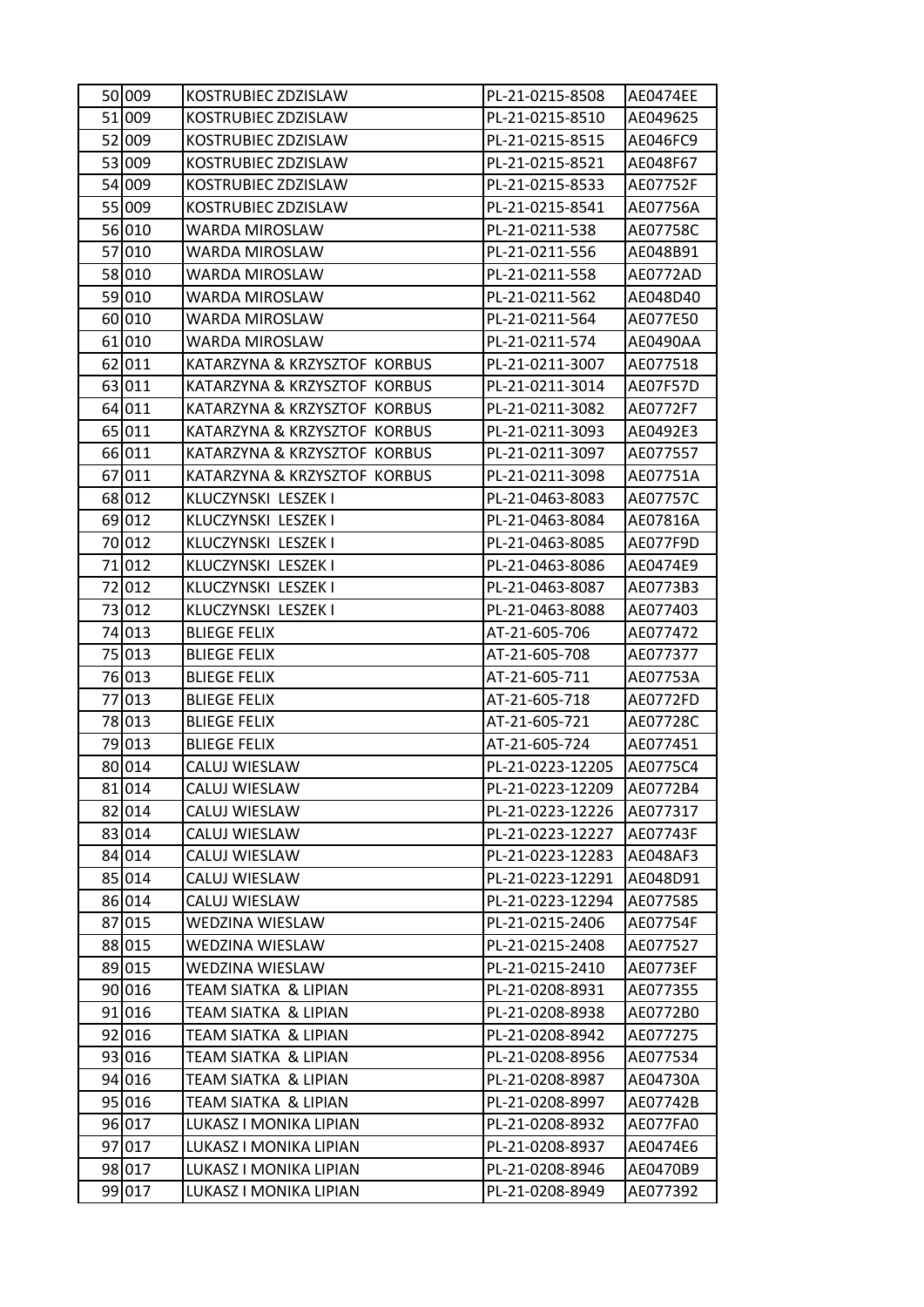| | | | | |
|---|---|---|---|---|
| 50 | 009 | KOSTRUBIEC ZDZISLAW | PL-21-0215-8508 | AE0474EE |
| 51 | 009 | KOSTRUBIEC ZDZISLAW | PL-21-0215-8510 | AE049625 |
| 52 | 009 | KOSTRUBIEC ZDZISLAW | PL-21-0215-8515 | AE046FC9 |
| 53 | 009 | KOSTRUBIEC ZDZISLAW | PL-21-0215-8521 | AE048F67 |
| 54 | 009 | KOSTRUBIEC ZDZISLAW | PL-21-0215-8533 | AE07752F |
| 55 | 009 | KOSTRUBIEC ZDZISLAW | PL-21-0215-8541 | AE07756A |
| 56 | 010 | WARDA MIROSLAW | PL-21-0211-538 | AE07758C |
| 57 | 010 | WARDA MIROSLAW | PL-21-0211-556 | AE048B91 |
| 58 | 010 | WARDA MIROSLAW | PL-21-0211-558 | AE0772AD |
| 59 | 010 | WARDA MIROSLAW | PL-21-0211-562 | AE048D40 |
| 60 | 010 | WARDA MIROSLAW | PL-21-0211-564 | AE077E50 |
| 61 | 010 | WARDA MIROSLAW | PL-21-0211-574 | AE0490AA |
| 62 | 011 | KATARZYNA & KRZYSZTOF KORBUS | PL-21-0211-3007 | AE077518 |
| 63 | 011 | KATARZYNA & KRZYSZTOF KORBUS | PL-21-0211-3014 | AE07F57D |
| 64 | 011 | KATARZYNA & KRZYSZTOF KORBUS | PL-21-0211-3082 | AE0772F7 |
| 65 | 011 | KATARZYNA & KRZYSZTOF KORBUS | PL-21-0211-3093 | AE0492E3 |
| 66 | 011 | KATARZYNA & KRZYSZTOF KORBUS | PL-21-0211-3097 | AE077557 |
| 67 | 011 | KATARZYNA & KRZYSZTOF KORBUS | PL-21-0211-3098 | AE07751A |
| 68 | 012 | KLUCZYNSKI LESZEK I | PL-21-0463-8083 | AE07757C |
| 69 | 012 | KLUCZYNSKI LESZEK I | PL-21-0463-8084 | AE07816A |
| 70 | 012 | KLUCZYNSKI LESZEK I | PL-21-0463-8085 | AE077F9D |
| 71 | 012 | KLUCZYNSKI LESZEK I | PL-21-0463-8086 | AE0474E9 |
| 72 | 012 | KLUCZYNSKI LESZEK I | PL-21-0463-8087 | AE0773B3 |
| 73 | 012 | KLUCZYNSKI LESZEK I | PL-21-0463-8088 | AE077403 |
| 74 | 013 | BLIEGE FELIX | AT-21-605-706 | AE077472 |
| 75 | 013 | BLIEGE FELIX | AT-21-605-708 | AE077377 |
| 76 | 013 | BLIEGE FELIX | AT-21-605-711 | AE07753A |
| 77 | 013 | BLIEGE FELIX | AT-21-605-718 | AE0772FD |
| 78 | 013 | BLIEGE FELIX | AT-21-605-721 | AE07728C |
| 79 | 013 | BLIEGE FELIX | AT-21-605-724 | AE077451 |
| 80 | 014 | CALUJ WIESLAW | PL-21-0223-12205 | AE0775C4 |
| 81 | 014 | CALUJ WIESLAW | PL-21-0223-12209 | AE0772B4 |
| 82 | 014 | CALUJ WIESLAW | PL-21-0223-12226 | AE077317 |
| 83 | 014 | CALUJ WIESLAW | PL-21-0223-12227 | AE07743F |
| 84 | 014 | CALUJ WIESLAW | PL-21-0223-12283 | AE048AF3 |
| 85 | 014 | CALUJ WIESLAW | PL-21-0223-12291 | AE048D91 |
| 86 | 014 | CALUJ WIESLAW | PL-21-0223-12294 | AE077585 |
| 87 | 015 | WEDZINA WIESLAW | PL-21-0215-2406 | AE07754F |
| 88 | 015 | WEDZINA WIESLAW | PL-21-0215-2408 | AE077527 |
| 89 | 015 | WEDZINA WIESLAW | PL-21-0215-2410 | AE0773EF |
| 90 | 016 | TEAM SIATKA & LIPIAN | PL-21-0208-8931 | AE077355 |
| 91 | 016 | TEAM SIATKA & LIPIAN | PL-21-0208-8938 | AE0772B0 |
| 92 | 016 | TEAM SIATKA & LIPIAN | PL-21-0208-8942 | AE077275 |
| 93 | 016 | TEAM SIATKA & LIPIAN | PL-21-0208-8956 | AE077534 |
| 94 | 016 | TEAM SIATKA & LIPIAN | PL-21-0208-8987 | AE04730A |
| 95 | 016 | TEAM SIATKA & LIPIAN | PL-21-0208-8997 | AE07742B |
| 96 | 017 | LUKASZ I MONIKA LIPIAN | PL-21-0208-8932 | AE077FA0 |
| 97 | 017 | LUKASZ I MONIKA LIPIAN | PL-21-0208-8937 | AE0474E6 |
| 98 | 017 | LUKASZ I MONIKA LIPIAN | PL-21-0208-8946 | AE0470B9 |
| 99 | 017 | LUKASZ I MONIKA LIPIAN | PL-21-0208-8949 | AE077392 |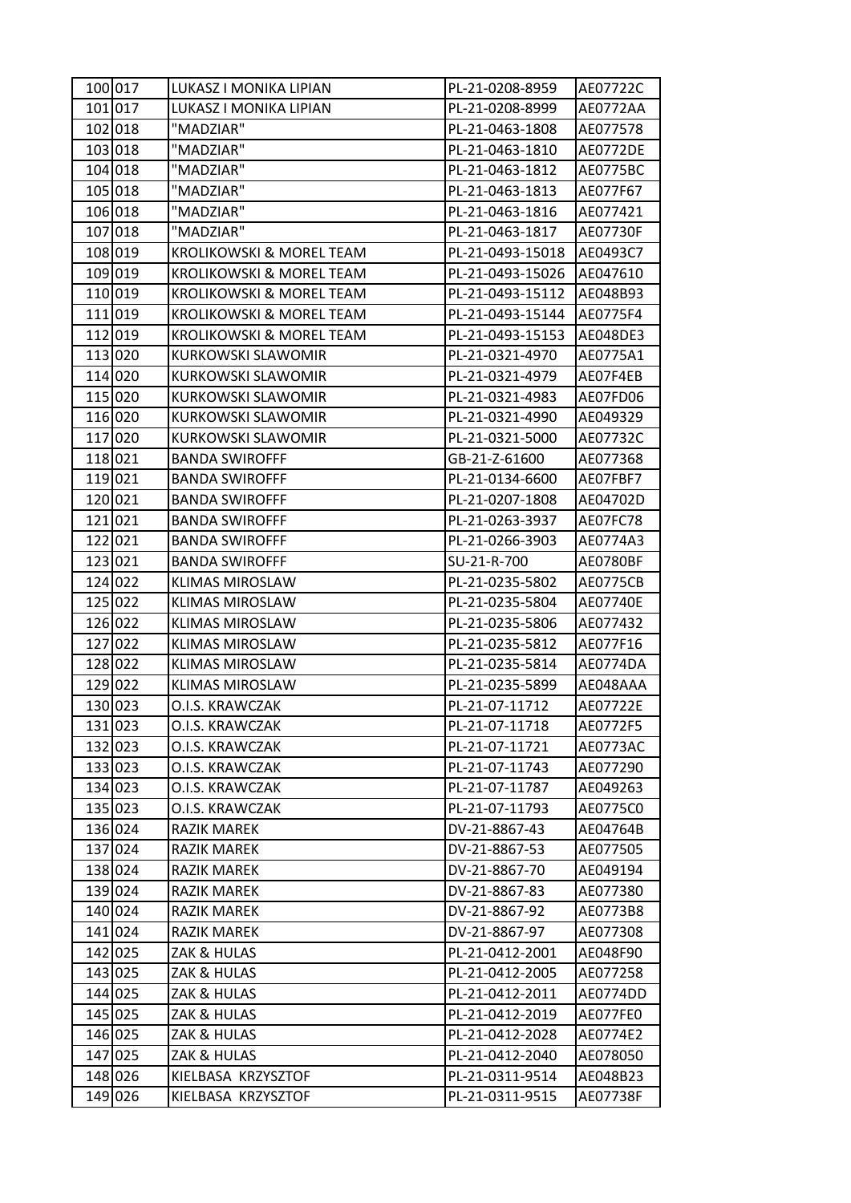| | | | | |
|---|---|---|---|---|
| 100 | 017 | LUKASZ I MONIKA LIPIAN | PL-21-0208-8959 | AE07722C |
| 101 | 017 | LUKASZ I MONIKA LIPIAN | PL-21-0208-8999 | AE0772AA |
| 102 | 018 | "MADZIAR" | PL-21-0463-1808 | AE077578 |
| 103 | 018 | "MADZIAR" | PL-21-0463-1810 | AE0772DE |
| 104 | 018 | "MADZIAR" | PL-21-0463-1812 | AE0775BC |
| 105 | 018 | "MADZIAR" | PL-21-0463-1813 | AE077F67 |
| 106 | 018 | "MADZIAR" | PL-21-0463-1816 | AE077421 |
| 107 | 018 | "MADZIAR" | PL-21-0463-1817 | AE07730F |
| 108 | 019 | KROLIKOWSKI & MOREL TEAM | PL-21-0493-15018 | AE0493C7 |
| 109 | 019 | KROLIKOWSKI & MOREL TEAM | PL-21-0493-15026 | AE047610 |
| 110 | 019 | KROLIKOWSKI & MOREL TEAM | PL-21-0493-15112 | AE048B93 |
| 111 | 019 | KROLIKOWSKI & MOREL TEAM | PL-21-0493-15144 | AE0775F4 |
| 112 | 019 | KROLIKOWSKI & MOREL TEAM | PL-21-0493-15153 | AE048DE3 |
| 113 | 020 | KURKOWSKI SLAWOMIR | PL-21-0321-4970 | AE0775A1 |
| 114 | 020 | KURKOWSKI SLAWOMIR | PL-21-0321-4979 | AE07F4EB |
| 115 | 020 | KURKOWSKI SLAWOMIR | PL-21-0321-4983 | AE07FD06 |
| 116 | 020 | KURKOWSKI SLAWOMIR | PL-21-0321-4990 | AE049329 |
| 117 | 020 | KURKOWSKI SLAWOMIR | PL-21-0321-5000 | AE07732C |
| 118 | 021 | BANDA SWIROFFF | GB-21-Z-61600 | AE077368 |
| 119 | 021 | BANDA SWIROFFF | PL-21-0134-6600 | AE07FBF7 |
| 120 | 021 | BANDA SWIROFFF | PL-21-0207-1808 | AE04702D |
| 121 | 021 | BANDA SWIROFFF | PL-21-0263-3937 | AE07FC78 |
| 122 | 021 | BANDA SWIROFFF | PL-21-0266-3903 | AE0774A3 |
| 123 | 021 | BANDA SWIROFFF | SU-21-R-700 | AE0780BF |
| 124 | 022 | KLIMAS MIROSLAW | PL-21-0235-5802 | AE0775CB |
| 125 | 022 | KLIMAS MIROSLAW | PL-21-0235-5804 | AE07740E |
| 126 | 022 | KLIMAS MIROSLAW | PL-21-0235-5806 | AE077432 |
| 127 | 022 | KLIMAS MIROSLAW | PL-21-0235-5812 | AE077F16 |
| 128 | 022 | KLIMAS MIROSLAW | PL-21-0235-5814 | AE0774DA |
| 129 | 022 | KLIMAS MIROSLAW | PL-21-0235-5899 | AE048AAA |
| 130 | 023 | O.I.S. KRAWCZAK | PL-21-07-11712 | AE07722E |
| 131 | 023 | O.I.S. KRAWCZAK | PL-21-07-11718 | AE0772F5 |
| 132 | 023 | O.I.S. KRAWCZAK | PL-21-07-11721 | AE0773AC |
| 133 | 023 | O.I.S. KRAWCZAK | PL-21-07-11743 | AE077290 |
| 134 | 023 | O.I.S. KRAWCZAK | PL-21-07-11787 | AE049263 |
| 135 | 023 | O.I.S. KRAWCZAK | PL-21-07-11793 | AE0775C0 |
| 136 | 024 | RAZIK MAREK | DV-21-8867-43 | AE04764B |
| 137 | 024 | RAZIK MAREK | DV-21-8867-53 | AE077505 |
| 138 | 024 | RAZIK MAREK | DV-21-8867-70 | AE049194 |
| 139 | 024 | RAZIK MAREK | DV-21-8867-83 | AE077380 |
| 140 | 024 | RAZIK MAREK | DV-21-8867-92 | AE0773B8 |
| 141 | 024 | RAZIK MAREK | DV-21-8867-97 | AE077308 |
| 142 | 025 | ZAK & HULAS | PL-21-0412-2001 | AE048F90 |
| 143 | 025 | ZAK & HULAS | PL-21-0412-2005 | AE077258 |
| 144 | 025 | ZAK & HULAS | PL-21-0412-2011 | AE0774DD |
| 145 | 025 | ZAK & HULAS | PL-21-0412-2019 | AE077FE0 |
| 146 | 025 | ZAK & HULAS | PL-21-0412-2028 | AE0774E2 |
| 147 | 025 | ZAK & HULAS | PL-21-0412-2040 | AE078050 |
| 148 | 026 | KIELBASA KRZYSZTOF | PL-21-0311-9514 | AE048B23 |
| 149 | 026 | KIELBASA KRZYSZTOF | PL-21-0311-9515 | AE07738F |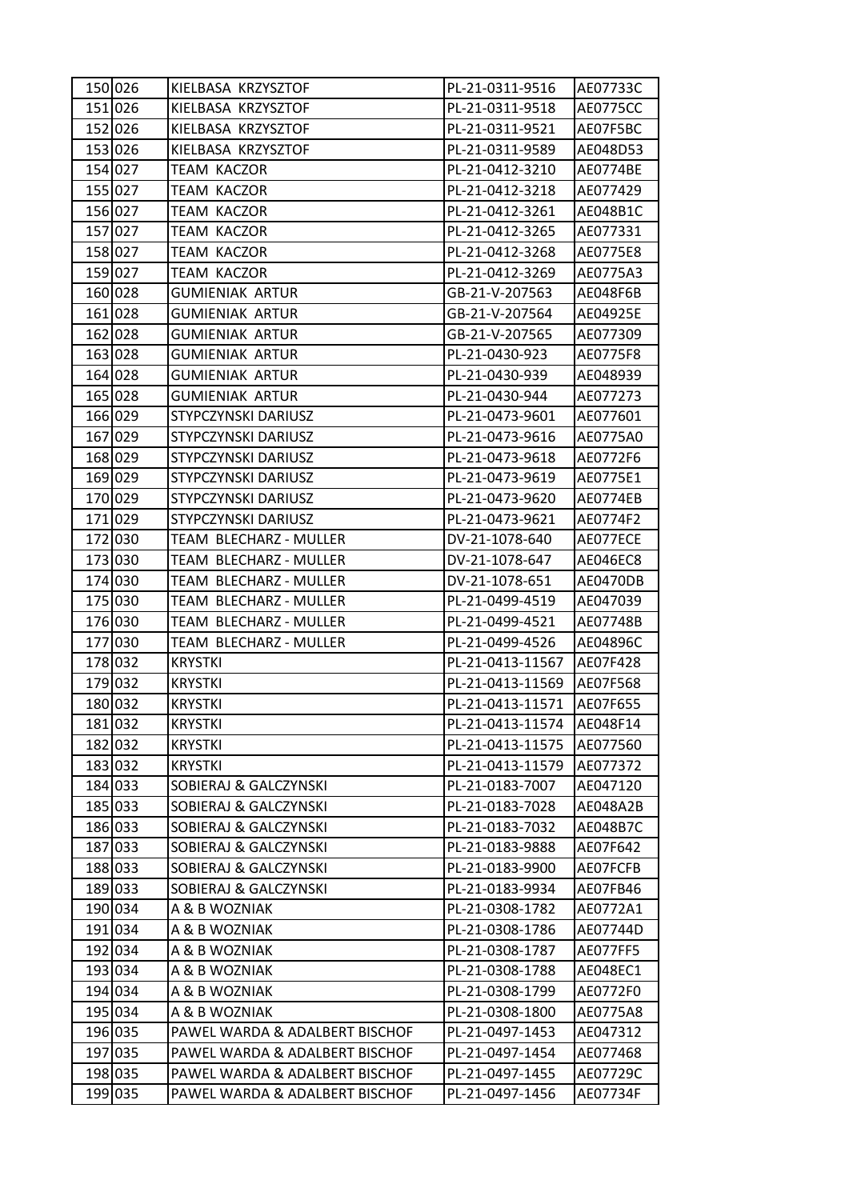| | | | | |
|---|---|---|---|---|
| 150 | 026 | KIELBASA KRZYSZTOF | PL-21-0311-9516 | AE07733C |
| 151 | 026 | KIELBASA KRZYSZTOF | PL-21-0311-9518 | AE0775CC |
| 152 | 026 | KIELBASA KRZYSZTOF | PL-21-0311-9521 | AE07F5BC |
| 153 | 026 | KIELBASA KRZYSZTOF | PL-21-0311-9589 | AE048D53 |
| 154 | 027 | TEAM KACZOR | PL-21-0412-3210 | AE0774BE |
| 155 | 027 | TEAM KACZOR | PL-21-0412-3218 | AE077429 |
| 156 | 027 | TEAM KACZOR | PL-21-0412-3261 | AE048B1C |
| 157 | 027 | TEAM KACZOR | PL-21-0412-3265 | AE077331 |
| 158 | 027 | TEAM KACZOR | PL-21-0412-3268 | AE0775E8 |
| 159 | 027 | TEAM KACZOR | PL-21-0412-3269 | AE0775A3 |
| 160 | 028 | GUMIENIAK ARTUR | GB-21-V-207563 | AE048F6B |
| 161 | 028 | GUMIENIAK ARTUR | GB-21-V-207564 | AE04925E |
| 162 | 028 | GUMIENIAK ARTUR | GB-21-V-207565 | AE077309 |
| 163 | 028 | GUMIENIAK ARTUR | PL-21-0430-923 | AE0775F8 |
| 164 | 028 | GUMIENIAK ARTUR | PL-21-0430-939 | AE048939 |
| 165 | 028 | GUMIENIAK ARTUR | PL-21-0430-944 | AE077273 |
| 166 | 029 | STYPCZYNSKI DARIUSZ | PL-21-0473-9601 | AE077601 |
| 167 | 029 | STYPCZYNSKI DARIUSZ | PL-21-0473-9616 | AE0775A0 |
| 168 | 029 | STYPCZYNSKI DARIUSZ | PL-21-0473-9618 | AE0772F6 |
| 169 | 029 | STYPCZYNSKI DARIUSZ | PL-21-0473-9619 | AE0775E1 |
| 170 | 029 | STYPCZYNSKI DARIUSZ | PL-21-0473-9620 | AE0774EB |
| 171 | 029 | STYPCZYNSKI DARIUSZ | PL-21-0473-9621 | AE0774F2 |
| 172 | 030 | TEAM BLECHARZ - MULLER | DV-21-1078-640 | AE077ECE |
| 173 | 030 | TEAM BLECHARZ - MULLER | DV-21-1078-647 | AE046EC8 |
| 174 | 030 | TEAM BLECHARZ - MULLER | DV-21-1078-651 | AE0470DB |
| 175 | 030 | TEAM BLECHARZ - MULLER | PL-21-0499-4519 | AE047039 |
| 176 | 030 | TEAM BLECHARZ - MULLER | PL-21-0499-4521 | AE07748B |
| 177 | 030 | TEAM BLECHARZ - MULLER | PL-21-0499-4526 | AE04896C |
| 178 | 032 | KRYSTKI | PL-21-0413-11567 | AE07F428 |
| 179 | 032 | KRYSTKI | PL-21-0413-11569 | AE07F568 |
| 180 | 032 | KRYSTKI | PL-21-0413-11571 | AE07F655 |
| 181 | 032 | KRYSTKI | PL-21-0413-11574 | AE048F14 |
| 182 | 032 | KRYSTKI | PL-21-0413-11575 | AE077560 |
| 183 | 032 | KRYSTKI | PL-21-0413-11579 | AE077372 |
| 184 | 033 | SOBIERAJ & GALCZYNSKI | PL-21-0183-7007 | AE047120 |
| 185 | 033 | SOBIERAJ & GALCZYNSKI | PL-21-0183-7028 | AE048A2B |
| 186 | 033 | SOBIERAJ & GALCZYNSKI | PL-21-0183-7032 | AE048B7C |
| 187 | 033 | SOBIERAJ & GALCZYNSKI | PL-21-0183-9888 | AE07F642 |
| 188 | 033 | SOBIERAJ & GALCZYNSKI | PL-21-0183-9900 | AE07FCFB |
| 189 | 033 | SOBIERAJ & GALCZYNSKI | PL-21-0183-9934 | AE07FB46 |
| 190 | 034 | A & B WOZNIAK | PL-21-0308-1782 | AE0772A1 |
| 191 | 034 | A & B WOZNIAK | PL-21-0308-1786 | AE07744D |
| 192 | 034 | A & B WOZNIAK | PL-21-0308-1787 | AE077FF5 |
| 193 | 034 | A & B WOZNIAK | PL-21-0308-1788 | AE048EC1 |
| 194 | 034 | A & B WOZNIAK | PL-21-0308-1799 | AE0772F0 |
| 195 | 034 | A & B WOZNIAK | PL-21-0308-1800 | AE0775A8 |
| 196 | 035 | PAWEL WARDA & ADALBERT BISCHOF | PL-21-0497-1453 | AE047312 |
| 197 | 035 | PAWEL WARDA & ADALBERT BISCHOF | PL-21-0497-1454 | AE077468 |
| 198 | 035 | PAWEL WARDA & ADALBERT BISCHOF | PL-21-0497-1455 | AE07729C |
| 199 | 035 | PAWEL WARDA & ADALBERT BISCHOF | PL-21-0497-1456 | AE07734F |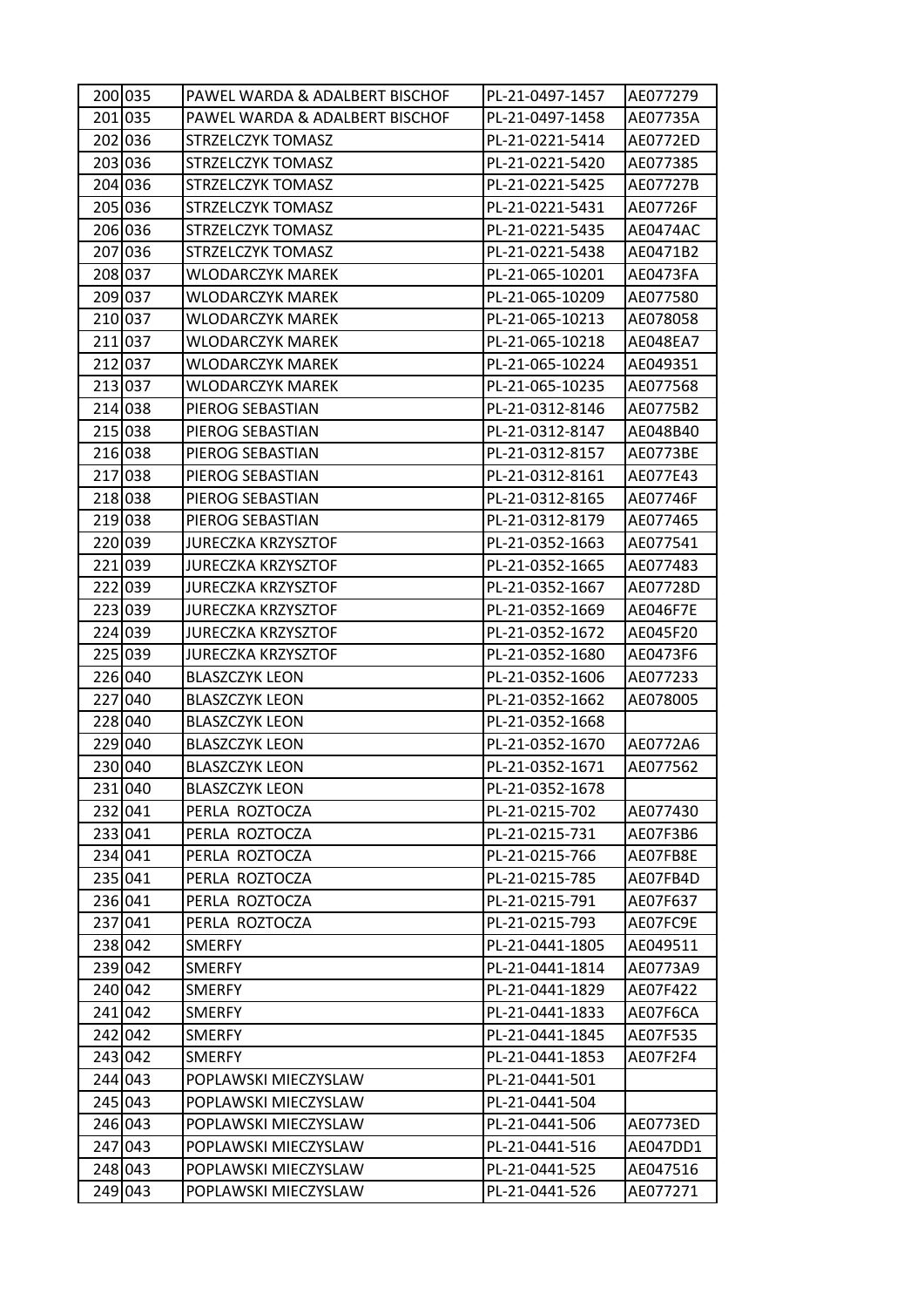| 200 | 035 | PAWEL WARDA & ADALBERT BISCHOF | PL-21-0497-1457 | AE077279 |
|---|---|---|---|---|
| 201 | 035 | PAWEL WARDA & ADALBERT BISCHOF | PL-21-0497-1458 | AE07735A |
| 202 | 036 | STRZELCZYK TOMASZ | PL-21-0221-5414 | AE0772ED |
| 203 | 036 | STRZELCZYK TOMASZ | PL-21-0221-5420 | AE077385 |
| 204 | 036 | STRZELCZYK TOMASZ | PL-21-0221-5425 | AE07727B |
| 205 | 036 | STRZELCZYK TOMASZ | PL-21-0221-5431 | AE07726F |
| 206 | 036 | STRZELCZYK TOMASZ | PL-21-0221-5435 | AE0474AC |
| 207 | 036 | STRZELCZYK TOMASZ | PL-21-0221-5438 | AE0471B2 |
| 208 | 037 | WLODARCZYK MAREK | PL-21-065-10201 | AE0473FA |
| 209 | 037 | WLODARCZYK MAREK | PL-21-065-10209 | AE077580 |
| 210 | 037 | WLODARCZYK MAREK | PL-21-065-10213 | AE078058 |
| 211 | 037 | WLODARCZYK MAREK | PL-21-065-10218 | AE048EA7 |
| 212 | 037 | WLODARCZYK MAREK | PL-21-065-10224 | AE049351 |
| 213 | 037 | WLODARCZYK MAREK | PL-21-065-10235 | AE077568 |
| 214 | 038 | PIEROG SEBASTIAN | PL-21-0312-8146 | AE0775B2 |
| 215 | 038 | PIEROG SEBASTIAN | PL-21-0312-8147 | AE048B40 |
| 216 | 038 | PIEROG SEBASTIAN | PL-21-0312-8157 | AE0773BE |
| 217 | 038 | PIEROG SEBASTIAN | PL-21-0312-8161 | AE077E43 |
| 218 | 038 | PIEROG SEBASTIAN | PL-21-0312-8165 | AE07746F |
| 219 | 038 | PIEROG SEBASTIAN | PL-21-0312-8179 | AE077465 |
| 220 | 039 | JURECZKA KRZYSZTOF | PL-21-0352-1663 | AE077541 |
| 221 | 039 | JURECZKA KRZYSZTOF | PL-21-0352-1665 | AE077483 |
| 222 | 039 | JURECZKA KRZYSZTOF | PL-21-0352-1667 | AE07728D |
| 223 | 039 | JURECZKA KRZYSZTOF | PL-21-0352-1669 | AE046F7E |
| 224 | 039 | JURECZKA KRZYSZTOF | PL-21-0352-1672 | AE045F20 |
| 225 | 039 | JURECZKA KRZYSZTOF | PL-21-0352-1680 | AE0473F6 |
| 226 | 040 | BLASZCZYK LEON | PL-21-0352-1606 | AE077233 |
| 227 | 040 | BLASZCZYK LEON | PL-21-0352-1662 | AE078005 |
| 228 | 040 | BLASZCZYK LEON | PL-21-0352-1668 | |
| 229 | 040 | BLASZCZYK LEON | PL-21-0352-1670 | AE0772A6 |
| 230 | 040 | BLASZCZYK LEON | PL-21-0352-1671 | AE077562 |
| 231 | 040 | BLASZCZYK LEON | PL-21-0352-1678 | |
| 232 | 041 | PERLA ROZTOCZA | PL-21-0215-702 | AE077430 |
| 233 | 041 | PERLA ROZTOCZA | PL-21-0215-731 | AE07F3B6 |
| 234 | 041 | PERLA ROZTOCZA | PL-21-0215-766 | AE07FB8E |
| 235 | 041 | PERLA ROZTOCZA | PL-21-0215-785 | AE07FB4D |
| 236 | 041 | PERLA ROZTOCZA | PL-21-0215-791 | AE07F637 |
| 237 | 041 | PERLA ROZTOCZA | PL-21-0215-793 | AE07FC9E |
| 238 | 042 | SMERFY | PL-21-0441-1805 | AE049511 |
| 239 | 042 | SMERFY | PL-21-0441-1814 | AE0773A9 |
| 240 | 042 | SMERFY | PL-21-0441-1829 | AE07F422 |
| 241 | 042 | SMERFY | PL-21-0441-1833 | AE07F6CA |
| 242 | 042 | SMERFY | PL-21-0441-1845 | AE07F535 |
| 243 | 042 | SMERFY | PL-21-0441-1853 | AE07F2F4 |
| 244 | 043 | POPLAWSKI MIECZYSLAW | PL-21-0441-501 | |
| 245 | 043 | POPLAWSKI MIECZYSLAW | PL-21-0441-504 | |
| 246 | 043 | POPLAWSKI MIECZYSLAW | PL-21-0441-506 | AE0773ED |
| 247 | 043 | POPLAWSKI MIECZYSLAW | PL-21-0441-516 | AE047DD1 |
| 248 | 043 | POPLAWSKI MIECZYSLAW | PL-21-0441-525 | AE047516 |
| 249 | 043 | POPLAWSKI MIECZYSLAW | PL-21-0441-526 | AE077271 |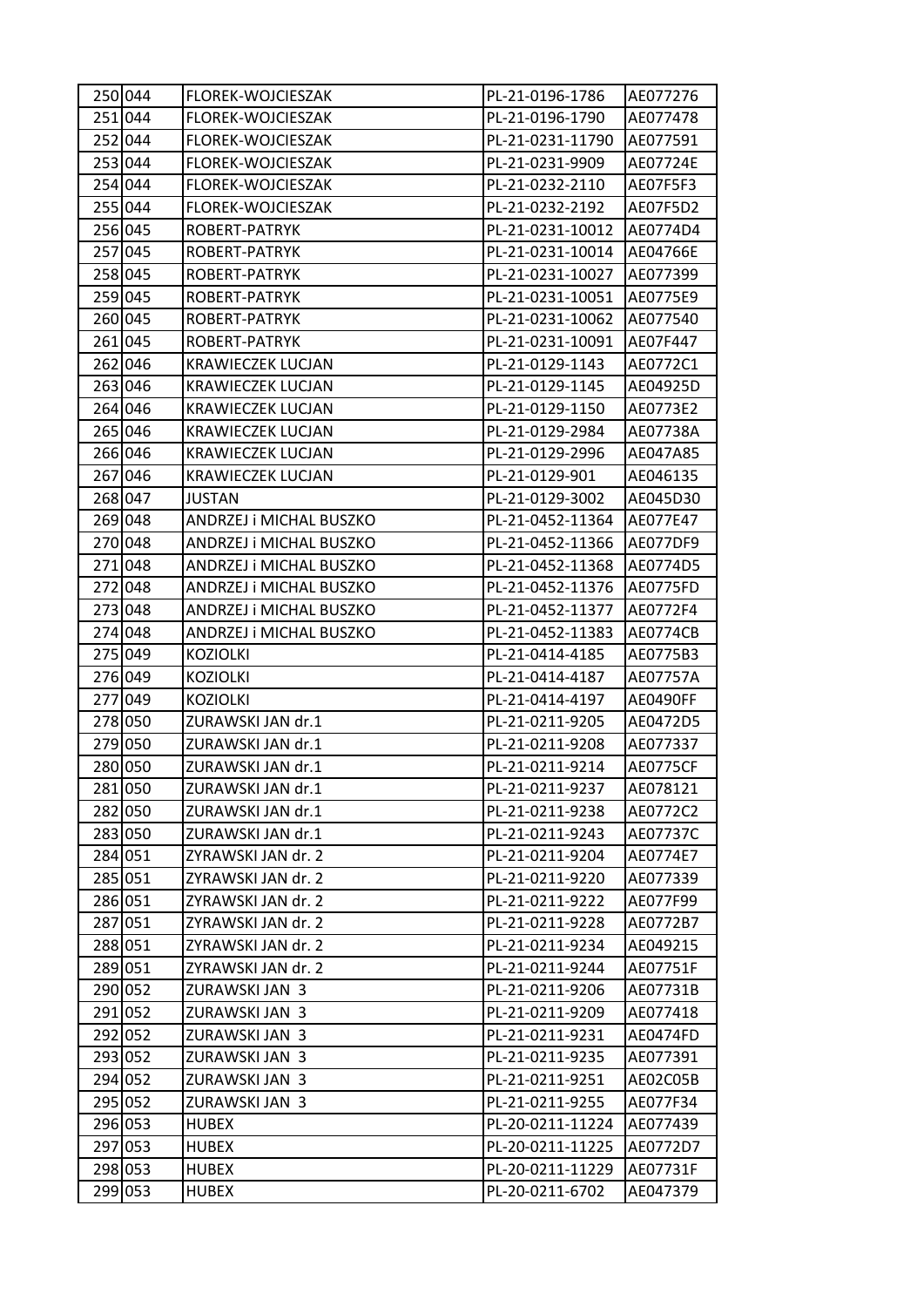| 250 | 044 | FLOREK-WOJCIESZAK | PL-21-0196-1786 | AE077276 |
|---|---|---|---|---|
| 251 | 044 | FLOREK-WOJCIESZAK | PL-21-0196-1790 | AE077478 |
| 252 | 044 | FLOREK-WOJCIESZAK | PL-21-0231-11790 | AE077591 |
| 253 | 044 | FLOREK-WOJCIESZAK | PL-21-0231-9909 | AE07724E |
| 254 | 044 | FLOREK-WOJCIESZAK | PL-21-0232-2110 | AE07F5F3 |
| 255 | 044 | FLOREK-WOJCIESZAK | PL-21-0232-2192 | AE07F5D2 |
| 256 | 045 | ROBERT-PATRYK | PL-21-0231-10012 | AE0774D4 |
| 257 | 045 | ROBERT-PATRYK | PL-21-0231-10014 | AE04766E |
| 258 | 045 | ROBERT-PATRYK | PL-21-0231-10027 | AE077399 |
| 259 | 045 | ROBERT-PATRYK | PL-21-0231-10051 | AE0775E9 |
| 260 | 045 | ROBERT-PATRYK | PL-21-0231-10062 | AE077540 |
| 261 | 045 | ROBERT-PATRYK | PL-21-0231-10091 | AE07F447 |
| 262 | 046 | KRAWIECZEK LUCJAN | PL-21-0129-1143 | AE0772C1 |
| 263 | 046 | KRAWIECZEK LUCJAN | PL-21-0129-1145 | AE04925D |
| 264 | 046 | KRAWIECZEK LUCJAN | PL-21-0129-1150 | AE0773E2 |
| 265 | 046 | KRAWIECZEK LUCJAN | PL-21-0129-2984 | AE07738A |
| 266 | 046 | KRAWIECZEK LUCJAN | PL-21-0129-2996 | AE047A85 |
| 267 | 046 | KRAWIECZEK LUCJAN | PL-21-0129-901 | AE046135 |
| 268 | 047 | JUSTAN | PL-21-0129-3002 | AE045D30 |
| 269 | 048 | ANDRZEJ i MICHAL BUSZKO | PL-21-0452-11364 | AE077E47 |
| 270 | 048 | ANDRZEJ i MICHAL BUSZKO | PL-21-0452-11366 | AE077DF9 |
| 271 | 048 | ANDRZEJ i MICHAL BUSZKO | PL-21-0452-11368 | AE0774D5 |
| 272 | 048 | ANDRZEJ i MICHAL BUSZKO | PL-21-0452-11376 | AE0775FD |
| 273 | 048 | ANDRZEJ i MICHAL BUSZKO | PL-21-0452-11377 | AE0772F4 |
| 274 | 048 | ANDRZEJ i MICHAL BUSZKO | PL-21-0452-11383 | AE0774CB |
| 275 | 049 | KOZIOLKI | PL-21-0414-4185 | AE0775B3 |
| 276 | 049 | KOZIOLKI | PL-21-0414-4187 | AE07757A |
| 277 | 049 | KOZIOLKI | PL-21-0414-4197 | AE0490FF |
| 278 | 050 | ZURAWSKI JAN dr.1 | PL-21-0211-9205 | AE0472D5 |
| 279 | 050 | ZURAWSKI JAN dr.1 | PL-21-0211-9208 | AE077337 |
| 280 | 050 | ZURAWSKI JAN dr.1 | PL-21-0211-9214 | AE0775CF |
| 281 | 050 | ZURAWSKI JAN dr.1 | PL-21-0211-9237 | AE078121 |
| 282 | 050 | ZURAWSKI JAN dr.1 | PL-21-0211-9238 | AE0772C2 |
| 283 | 050 | ZURAWSKI JAN dr.1 | PL-21-0211-9243 | AE07737C |
| 284 | 051 | ZYRAWSKI JAN dr. 2 | PL-21-0211-9204 | AE0774E7 |
| 285 | 051 | ZYRAWSKI JAN dr. 2 | PL-21-0211-9220 | AE077339 |
| 286 | 051 | ZYRAWSKI JAN dr. 2 | PL-21-0211-9222 | AE077F99 |
| 287 | 051 | ZYRAWSKI JAN dr. 2 | PL-21-0211-9228 | AE0772B7 |
| 288 | 051 | ZYRAWSKI JAN dr. 2 | PL-21-0211-9234 | AE049215 |
| 289 | 051 | ZYRAWSKI JAN dr. 2 | PL-21-0211-9244 | AE07751F |
| 290 | 052 | ZURAWSKI JAN 3 | PL-21-0211-9206 | AE07731B |
| 291 | 052 | ZURAWSKI JAN 3 | PL-21-0211-9209 | AE077418 |
| 292 | 052 | ZURAWSKI JAN 3 | PL-21-0211-9231 | AE0474FD |
| 293 | 052 | ZURAWSKI JAN 3 | PL-21-0211-9235 | AE077391 |
| 294 | 052 | ZURAWSKI JAN 3 | PL-21-0211-9251 | AE02C05B |
| 295 | 052 | ZURAWSKI JAN 3 | PL-21-0211-9255 | AE077F34 |
| 296 | 053 | HUBEX | PL-20-0211-11224 | AE077439 |
| 297 | 053 | HUBEX | PL-20-0211-11225 | AE0772D7 |
| 298 | 053 | HUBEX | PL-20-0211-11229 | AE07731F |
| 299 | 053 | HUBEX | PL-20-0211-6702 | AE047379 |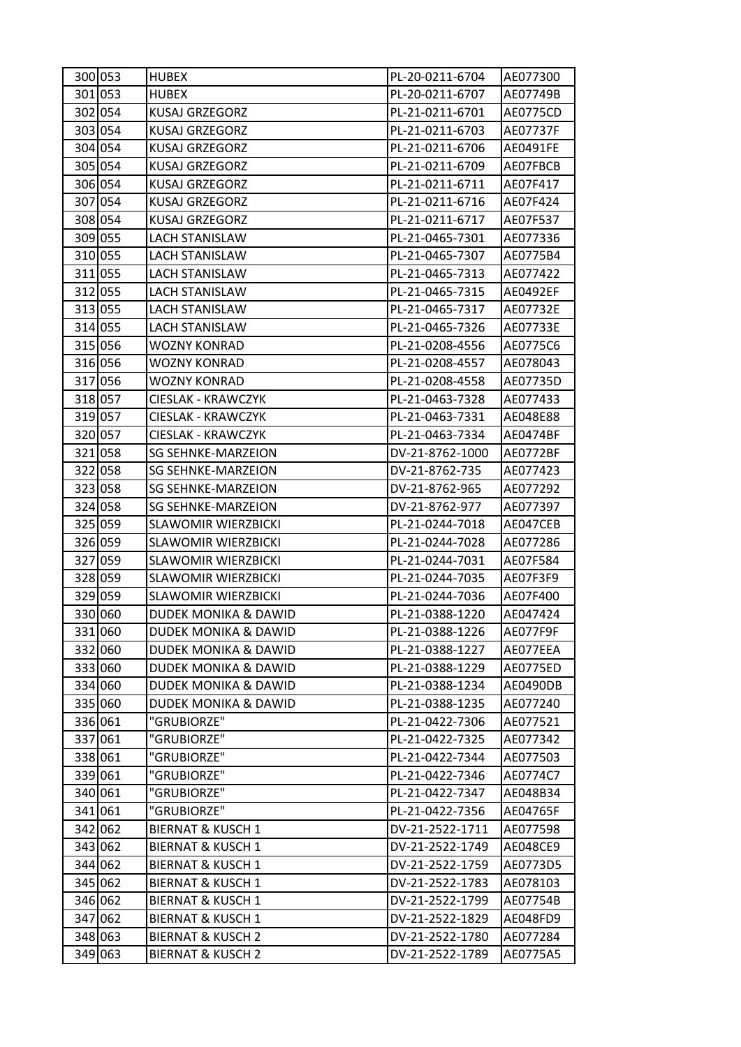| | | | | |
|---|---|---|---|---|
| 300 | 053 | HUBEX | PL-20-0211-6704 | AE077300 |
| 301 | 053 | HUBEX | PL-20-0211-6707 | AE07749B |
| 302 | 054 | KUSAJ GRZEGORZ | PL-21-0211-6701 | AE0775CD |
| 303 | 054 | KUSAJ GRZEGORZ | PL-21-0211-6703 | AE07737F |
| 304 | 054 | KUSAJ GRZEGORZ | PL-21-0211-6706 | AE0491FE |
| 305 | 054 | KUSAJ GRZEGORZ | PL-21-0211-6709 | AE07FBCB |
| 306 | 054 | KUSAJ GRZEGORZ | PL-21-0211-6711 | AE07F417 |
| 307 | 054 | KUSAJ GRZEGORZ | PL-21-0211-6716 | AE07F424 |
| 308 | 054 | KUSAJ GRZEGORZ | PL-21-0211-6717 | AE07F537 |
| 309 | 055 | LACH STANISLAW | PL-21-0465-7301 | AE077336 |
| 310 | 055 | LACH STANISLAW | PL-21-0465-7307 | AE0775B4 |
| 311 | 055 | LACH STANISLAW | PL-21-0465-7313 | AE077422 |
| 312 | 055 | LACH STANISLAW | PL-21-0465-7315 | AE0492EF |
| 313 | 055 | LACH STANISLAW | PL-21-0465-7317 | AE07732E |
| 314 | 055 | LACH STANISLAW | PL-21-0465-7326 | AE07733E |
| 315 | 056 | WOZNY KONRAD | PL-21-0208-4556 | AE0775C6 |
| 316 | 056 | WOZNY KONRAD | PL-21-0208-4557 | AE078043 |
| 317 | 056 | WOZNY KONRAD | PL-21-0208-4558 | AE07735D |
| 318 | 057 | CIESLAK - KRAWCZYK | PL-21-0463-7328 | AE077433 |
| 319 | 057 | CIESLAK - KRAWCZYK | PL-21-0463-7331 | AE048E88 |
| 320 | 057 | CIESLAK - KRAWCZYK | PL-21-0463-7334 | AE0474BF |
| 321 | 058 | SG SEHNKE-MARZEION | DV-21-8762-1000 | AE0772BF |
| 322 | 058 | SG SEHNKE-MARZEION | DV-21-8762-735 | AE077423 |
| 323 | 058 | SG SEHNKE-MARZEION | DV-21-8762-965 | AE077292 |
| 324 | 058 | SG SEHNKE-MARZEION | DV-21-8762-977 | AE077397 |
| 325 | 059 | SLAWOMIR WIERZBICKI | PL-21-0244-7018 | AE047CEB |
| 326 | 059 | SLAWOMIR WIERZBICKI | PL-21-0244-7028 | AE077286 |
| 327 | 059 | SLAWOMIR WIERZBICKI | PL-21-0244-7031 | AE07F584 |
| 328 | 059 | SLAWOMIR WIERZBICKI | PL-21-0244-7035 | AE07F3F9 |
| 329 | 059 | SLAWOMIR WIERZBICKI | PL-21-0244-7036 | AE07F400 |
| 330 | 060 | DUDEK MONIKA & DAWID | PL-21-0388-1220 | AE047424 |
| 331 | 060 | DUDEK MONIKA & DAWID | PL-21-0388-1226 | AE077F9F |
| 332 | 060 | DUDEK MONIKA & DAWID | PL-21-0388-1227 | AE077EEA |
| 333 | 060 | DUDEK MONIKA & DAWID | PL-21-0388-1229 | AE0775ED |
| 334 | 060 | DUDEK MONIKA & DAWID | PL-21-0388-1234 | AE0490DB |
| 335 | 060 | DUDEK MONIKA & DAWID | PL-21-0388-1235 | AE077240 |
| 336 | 061 | "GRUBIORZE" | PL-21-0422-7306 | AE077521 |
| 337 | 061 | "GRUBIORZE" | PL-21-0422-7325 | AE077342 |
| 338 | 061 | "GRUBIORZE" | PL-21-0422-7344 | AE077503 |
| 339 | 061 | "GRUBIORZE" | PL-21-0422-7346 | AE0774C7 |
| 340 | 061 | "GRUBIORZE" | PL-21-0422-7347 | AE048B34 |
| 341 | 061 | "GRUBIORZE" | PL-21-0422-7356 | AE04765F |
| 342 | 062 | BIERNAT & KUSCH 1 | DV-21-2522-1711 | AE077598 |
| 343 | 062 | BIERNAT & KUSCH 1 | DV-21-2522-1749 | AE048CE9 |
| 344 | 062 | BIERNAT & KUSCH 1 | DV-21-2522-1759 | AE0773D5 |
| 345 | 062 | BIERNAT & KUSCH 1 | DV-21-2522-1783 | AE078103 |
| 346 | 062 | BIERNAT & KUSCH 1 | DV-21-2522-1799 | AE07754B |
| 347 | 062 | BIERNAT & KUSCH 1 | DV-21-2522-1829 | AE048FD9 |
| 348 | 063 | BIERNAT & KUSCH 2 | DV-21-2522-1780 | AE077284 |
| 349 | 063 | BIERNAT & KUSCH 2 | DV-21-2522-1789 | AE0775A5 |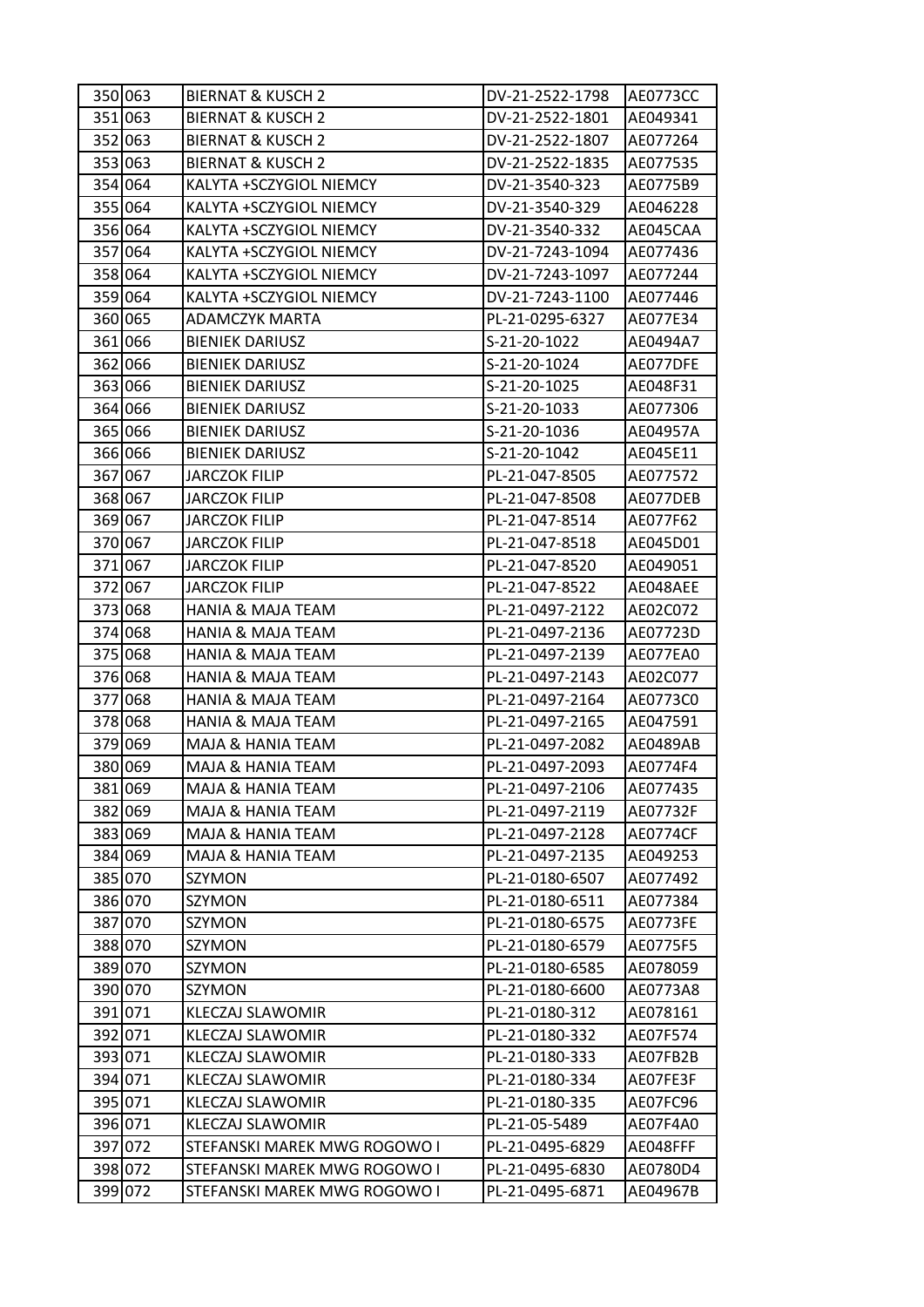| | | | | |
|---|---|---|---|---|
| 350 | 063 | BIERNAT & KUSCH 2 | DV-21-2522-1798 | AE0773CC |
| 351 | 063 | BIERNAT & KUSCH 2 | DV-21-2522-1801 | AE049341 |
| 352 | 063 | BIERNAT & KUSCH 2 | DV-21-2522-1807 | AE077264 |
| 353 | 063 | BIERNAT & KUSCH 2 | DV-21-2522-1835 | AE077535 |
| 354 | 064 | KALYTA +SCZYGIOL NIEMCY | DV-21-3540-323 | AE0775B9 |
| 355 | 064 | KALYTA +SCZYGIOL NIEMCY | DV-21-3540-329 | AE046228 |
| 356 | 064 | KALYTA +SCZYGIOL NIEMCY | DV-21-3540-332 | AE045CAA |
| 357 | 064 | KALYTA +SCZYGIOL NIEMCY | DV-21-7243-1094 | AE077436 |
| 358 | 064 | KALYTA +SCZYGIOL NIEMCY | DV-21-7243-1097 | AE077244 |
| 359 | 064 | KALYTA +SCZYGIOL NIEMCY | DV-21-7243-1100 | AE077446 |
| 360 | 065 | ADAMCZYK MARTA | PL-21-0295-6327 | AE077E34 |
| 361 | 066 | BIENIEK DARIUSZ | S-21-20-1022 | AE0494A7 |
| 362 | 066 | BIENIEK DARIUSZ | S-21-20-1024 | AE077DFE |
| 363 | 066 | BIENIEK DARIUSZ | S-21-20-1025 | AE048F31 |
| 364 | 066 | BIENIEK DARIUSZ | S-21-20-1033 | AE077306 |
| 365 | 066 | BIENIEK DARIUSZ | S-21-20-1036 | AE04957A |
| 366 | 066 | BIENIEK DARIUSZ | S-21-20-1042 | AE045E11 |
| 367 | 067 | JARCZOK FILIP | PL-21-047-8505 | AE077572 |
| 368 | 067 | JARCZOK FILIP | PL-21-047-8508 | AE077DEB |
| 369 | 067 | JARCZOK FILIP | PL-21-047-8514 | AE077F62 |
| 370 | 067 | JARCZOK FILIP | PL-21-047-8518 | AE045D01 |
| 371 | 067 | JARCZOK FILIP | PL-21-047-8520 | AE049051 |
| 372 | 067 | JARCZOK FILIP | PL-21-047-8522 | AE048AEE |
| 373 | 068 | HANIA & MAJA TEAM | PL-21-0497-2122 | AE02C072 |
| 374 | 068 | HANIA & MAJA TEAM | PL-21-0497-2136 | AE07723D |
| 375 | 068 | HANIA & MAJA TEAM | PL-21-0497-2139 | AE077EA0 |
| 376 | 068 | HANIA & MAJA TEAM | PL-21-0497-2143 | AE02C077 |
| 377 | 068 | HANIA & MAJA TEAM | PL-21-0497-2164 | AE0773C0 |
| 378 | 068 | HANIA & MAJA TEAM | PL-21-0497-2165 | AE047591 |
| 379 | 069 | MAJA & HANIA TEAM | PL-21-0497-2082 | AE0489AB |
| 380 | 069 | MAJA & HANIA TEAM | PL-21-0497-2093 | AE0774F4 |
| 381 | 069 | MAJA & HANIA TEAM | PL-21-0497-2106 | AE077435 |
| 382 | 069 | MAJA & HANIA TEAM | PL-21-0497-2119 | AE07732F |
| 383 | 069 | MAJA & HANIA TEAM | PL-21-0497-2128 | AE0774CF |
| 384 | 069 | MAJA & HANIA TEAM | PL-21-0497-2135 | AE049253 |
| 385 | 070 | SZYMON | PL-21-0180-6507 | AE077492 |
| 386 | 070 | SZYMON | PL-21-0180-6511 | AE077384 |
| 387 | 070 | SZYMON | PL-21-0180-6575 | AE0773FE |
| 388 | 070 | SZYMON | PL-21-0180-6579 | AE0775F5 |
| 389 | 070 | SZYMON | PL-21-0180-6585 | AE078059 |
| 390 | 070 | SZYMON | PL-21-0180-6600 | AE0773A8 |
| 391 | 071 | KLECZAJ SLAWOMIR | PL-21-0180-312 | AE078161 |
| 392 | 071 | KLECZAJ SLAWOMIR | PL-21-0180-332 | AE07F574 |
| 393 | 071 | KLECZAJ SLAWOMIR | PL-21-0180-333 | AE07FB2B |
| 394 | 071 | KLECZAJ SLAWOMIR | PL-21-0180-334 | AE07FE3F |
| 395 | 071 | KLECZAJ SLAWOMIR | PL-21-0180-335 | AE07FC96 |
| 396 | 071 | KLECZAJ SLAWOMIR | PL-21-05-5489 | AE07F4A0 |
| 397 | 072 | STEFANSKI MAREK MWG ROGOWO I | PL-21-0495-6829 | AE048FFF |
| 398 | 072 | STEFANSKI MAREK MWG ROGOWO I | PL-21-0495-6830 | AE0780D4 |
| 399 | 072 | STEFANSKI MAREK MWG ROGOWO I | PL-21-0495-6871 | AE04967B |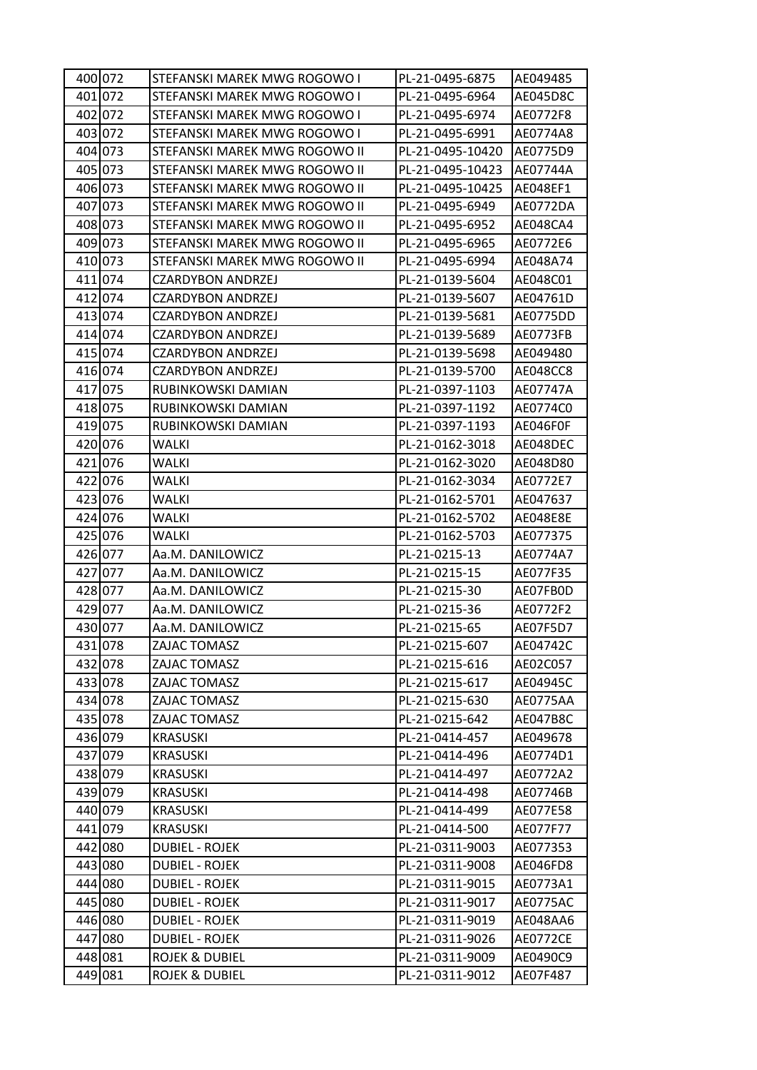| 400 | 072 | STEFANSKI MAREK MWG ROGOWO I | PL-21-0495-6875 | AE049485 |
|---|---|---|---|---|
| 401 | 072 | STEFANSKI MAREK MWG ROGOWO I | PL-21-0495-6964 | AE045D8C |
| 402 | 072 | STEFANSKI MAREK MWG ROGOWO I | PL-21-0495-6974 | AE0772F8 |
| 403 | 072 | STEFANSKI MAREK MWG ROGOWO I | PL-21-0495-6991 | AE0774A8 |
| 404 | 073 | STEFANSKI MAREK MWG ROGOWO II | PL-21-0495-10420 | AE0775D9 |
| 405 | 073 | STEFANSKI MAREK MWG ROGOWO II | PL-21-0495-10423 | AE07744A |
| 406 | 073 | STEFANSKI MAREK MWG ROGOWO II | PL-21-0495-10425 | AE048EF1 |
| 407 | 073 | STEFANSKI MAREK MWG ROGOWO II | PL-21-0495-6949 | AE0772DA |
| 408 | 073 | STEFANSKI MAREK MWG ROGOWO II | PL-21-0495-6952 | AE048CA4 |
| 409 | 073 | STEFANSKI MAREK MWG ROGOWO II | PL-21-0495-6965 | AE0772E6 |
| 410 | 073 | STEFANSKI MAREK MWG ROGOWO II | PL-21-0495-6994 | AE048A74 |
| 411 | 074 | CZARDYBON ANDRZEJ | PL-21-0139-5604 | AE048C01 |
| 412 | 074 | CZARDYBON ANDRZEJ | PL-21-0139-5607 | AE04761D |
| 413 | 074 | CZARDYBON ANDRZEJ | PL-21-0139-5681 | AE0775DD |
| 414 | 074 | CZARDYBON ANDRZEJ | PL-21-0139-5689 | AE0773FB |
| 415 | 074 | CZARDYBON ANDRZEJ | PL-21-0139-5698 | AE049480 |
| 416 | 074 | CZARDYBON ANDRZEJ | PL-21-0139-5700 | AE048CC8 |
| 417 | 075 | RUBINKOWSKI DAMIAN | PL-21-0397-1103 | AE07747A |
| 418 | 075 | RUBINKOWSKI DAMIAN | PL-21-0397-1192 | AE0774C0 |
| 419 | 075 | RUBINKOWSKI DAMIAN | PL-21-0397-1193 | AE046F0F |
| 420 | 076 | WALKI | PL-21-0162-3018 | AE048DEC |
| 421 | 076 | WALKI | PL-21-0162-3020 | AE048D80 |
| 422 | 076 | WALKI | PL-21-0162-3034 | AE0772E7 |
| 423 | 076 | WALKI | PL-21-0162-5701 | AE047637 |
| 424 | 076 | WALKI | PL-21-0162-5702 | AE048E8E |
| 425 | 076 | WALKI | PL-21-0162-5703 | AE077375 |
| 426 | 077 | Aa.M. DANILOWICZ | PL-21-0215-13 | AE0774A7 |
| 427 | 077 | Aa.M. DANILOWICZ | PL-21-0215-15 | AE077F35 |
| 428 | 077 | Aa.M. DANILOWICZ | PL-21-0215-30 | AE07FB0D |
| 429 | 077 | Aa.M. DANILOWICZ | PL-21-0215-36 | AE0772F2 |
| 430 | 077 | Aa.M. DANILOWICZ | PL-21-0215-65 | AE07F5D7 |
| 431 | 078 | ZAJAC TOMASZ | PL-21-0215-607 | AE04742C |
| 432 | 078 | ZAJAC TOMASZ | PL-21-0215-616 | AE02C057 |
| 433 | 078 | ZAJAC TOMASZ | PL-21-0215-617 | AE04945C |
| 434 | 078 | ZAJAC TOMASZ | PL-21-0215-630 | AE0775AA |
| 435 | 078 | ZAJAC TOMASZ | PL-21-0215-642 | AE047B8C |
| 436 | 079 | KRASUSKI | PL-21-0414-457 | AE049678 |
| 437 | 079 | KRASUSKI | PL-21-0414-496 | AE0774D1 |
| 438 | 079 | KRASUSKI | PL-21-0414-497 | AE0772A2 |
| 439 | 079 | KRASUSKI | PL-21-0414-498 | AE07746B |
| 440 | 079 | KRASUSKI | PL-21-0414-499 | AE077E58 |
| 441 | 079 | KRASUSKI | PL-21-0414-500 | AE077F77 |
| 442 | 080 | DUBIEL - ROJEK | PL-21-0311-9003 | AE077353 |
| 443 | 080 | DUBIEL - ROJEK | PL-21-0311-9008 | AE046FD8 |
| 444 | 080 | DUBIEL - ROJEK | PL-21-0311-9015 | AE0773A1 |
| 445 | 080 | DUBIEL - ROJEK | PL-21-0311-9017 | AE0775AC |
| 446 | 080 | DUBIEL - ROJEK | PL-21-0311-9019 | AE048AA6 |
| 447 | 080 | DUBIEL - ROJEK | PL-21-0311-9026 | AE0772CE |
| 448 | 081 | ROJEK & DUBIEL | PL-21-0311-9009 | AE0490C9 |
| 449 | 081 | ROJEK & DUBIEL | PL-21-0311-9012 | AE07F487 |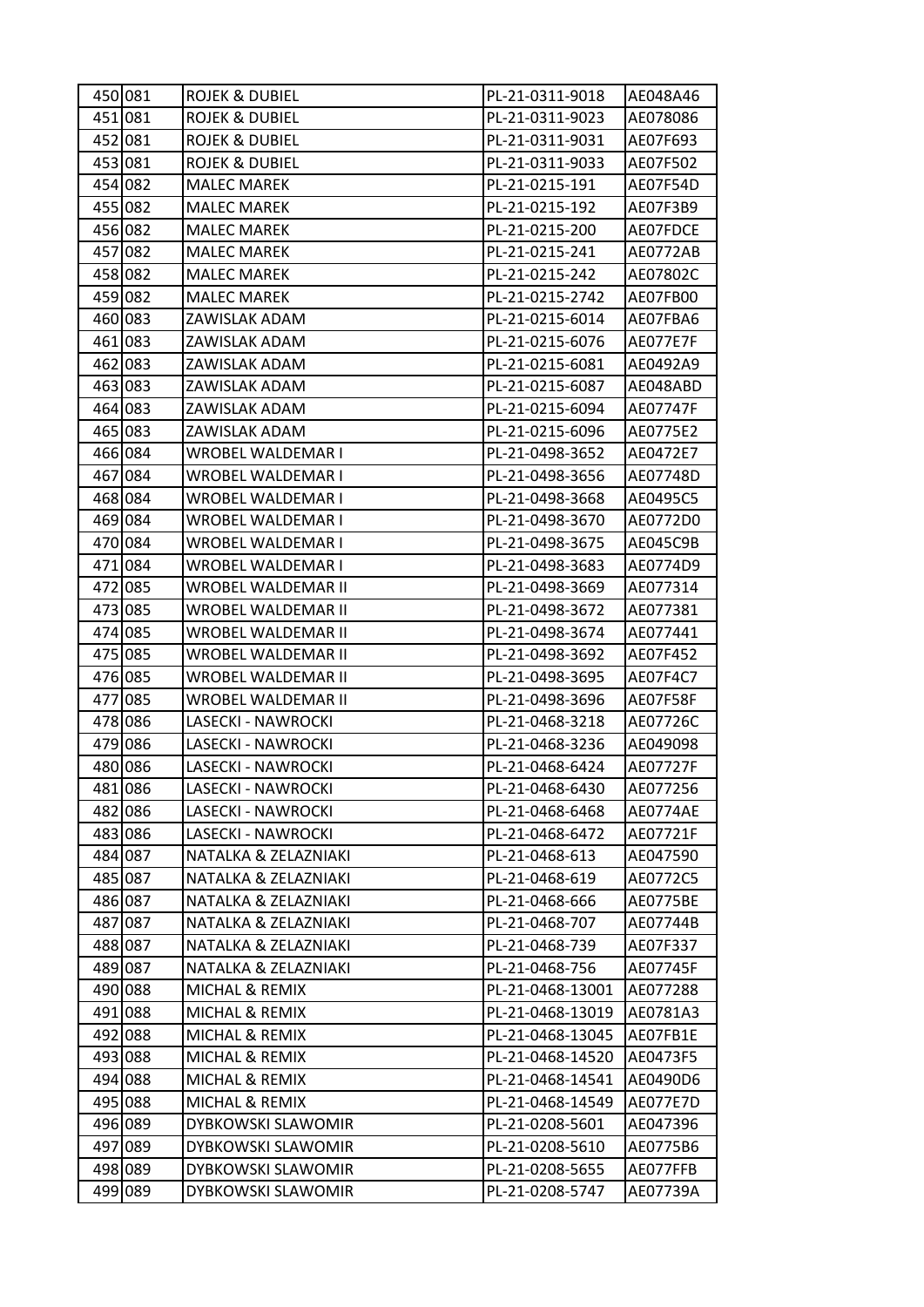| 450 | 081 | ROJEK & DUBIEL | PL-21-0311-9018 | AE048A46 |
|---|---|---|---|---|
| 451 | 081 | ROJEK & DUBIEL | PL-21-0311-9023 | AE078086 |
| 452 | 081 | ROJEK & DUBIEL | PL-21-0311-9031 | AE07F693 |
| 453 | 081 | ROJEK & DUBIEL | PL-21-0311-9033 | AE07F502 |
| 454 | 082 | MALEC MAREK | PL-21-0215-191 | AE07F54D |
| 455 | 082 | MALEC MAREK | PL-21-0215-192 | AE07F3B9 |
| 456 | 082 | MALEC MAREK | PL-21-0215-200 | AE07FDCE |
| 457 | 082 | MALEC MAREK | PL-21-0215-241 | AE0772AB |
| 458 | 082 | MALEC MAREK | PL-21-0215-242 | AE07802C |
| 459 | 082 | MALEC MAREK | PL-21-0215-2742 | AE07FB00 |
| 460 | 083 | ZAWISLAK ADAM | PL-21-0215-6014 | AE07FBA6 |
| 461 | 083 | ZAWISLAK ADAM | PL-21-0215-6076 | AE077E7F |
| 462 | 083 | ZAWISLAK ADAM | PL-21-0215-6081 | AE0492A9 |
| 463 | 083 | ZAWISLAK ADAM | PL-21-0215-6087 | AE048ABD |
| 464 | 083 | ZAWISLAK ADAM | PL-21-0215-6094 | AE07747F |
| 465 | 083 | ZAWISLAK ADAM | PL-21-0215-6096 | AE0775E2 |
| 466 | 084 | WROBEL WALDEMAR I | PL-21-0498-3652 | AE0472E7 |
| 467 | 084 | WROBEL WALDEMAR I | PL-21-0498-3656 | AE07748D |
| 468 | 084 | WROBEL WALDEMAR I | PL-21-0498-3668 | AE0495C5 |
| 469 | 084 | WROBEL WALDEMAR I | PL-21-0498-3670 | AE0772D0 |
| 470 | 084 | WROBEL WALDEMAR I | PL-21-0498-3675 | AE045C9B |
| 471 | 084 | WROBEL WALDEMAR I | PL-21-0498-3683 | AE0774D9 |
| 472 | 085 | WROBEL WALDEMAR II | PL-21-0498-3669 | AE077314 |
| 473 | 085 | WROBEL WALDEMAR II | PL-21-0498-3672 | AE077381 |
| 474 | 085 | WROBEL WALDEMAR II | PL-21-0498-3674 | AE077441 |
| 475 | 085 | WROBEL WALDEMAR II | PL-21-0498-3692 | AE07F452 |
| 476 | 085 | WROBEL WALDEMAR II | PL-21-0498-3695 | AE07F4C7 |
| 477 | 085 | WROBEL WALDEMAR II | PL-21-0498-3696 | AE07F58F |
| 478 | 086 | LASECKI - NAWROCKI | PL-21-0468-3218 | AE07726C |
| 479 | 086 | LASECKI - NAWROCKI | PL-21-0468-3236 | AE049098 |
| 480 | 086 | LASECKI - NAWROCKI | PL-21-0468-6424 | AE07727F |
| 481 | 086 | LASECKI - NAWROCKI | PL-21-0468-6430 | AE077256 |
| 482 | 086 | LASECKI - NAWROCKI | PL-21-0468-6468 | AE0774AE |
| 483 | 086 | LASECKI - NAWROCKI | PL-21-0468-6472 | AE07721F |
| 484 | 087 | NATALKA & ZELAZNIAKI | PL-21-0468-613 | AE047590 |
| 485 | 087 | NATALKA & ZELAZNIAKI | PL-21-0468-619 | AE0772C5 |
| 486 | 087 | NATALKA & ZELAZNIAKI | PL-21-0468-666 | AE0775BE |
| 487 | 087 | NATALKA & ZELAZNIAKI | PL-21-0468-707 | AE07744B |
| 488 | 087 | NATALKA & ZELAZNIAKI | PL-21-0468-739 | AE07F337 |
| 489 | 087 | NATALKA & ZELAZNIAKI | PL-21-0468-756 | AE07745F |
| 490 | 088 | MICHAL & REMIX | PL-21-0468-13001 | AE077288 |
| 491 | 088 | MICHAL & REMIX | PL-21-0468-13019 | AE0781A3 |
| 492 | 088 | MICHAL & REMIX | PL-21-0468-13045 | AE07FB1E |
| 493 | 088 | MICHAL & REMIX | PL-21-0468-14520 | AE0473F5 |
| 494 | 088 | MICHAL & REMIX | PL-21-0468-14541 | AE0490D6 |
| 495 | 088 | MICHAL & REMIX | PL-21-0468-14549 | AE077E7D |
| 496 | 089 | DYBKOWSKI SLAWOMIR | PL-21-0208-5601 | AE047396 |
| 497 | 089 | DYBKOWSKI SLAWOMIR | PL-21-0208-5610 | AE0775B6 |
| 498 | 089 | DYBKOWSKI SLAWOMIR | PL-21-0208-5655 | AE077FFB |
| 499 | 089 | DYBKOWSKI SLAWOMIR | PL-21-0208-5747 | AE07739A |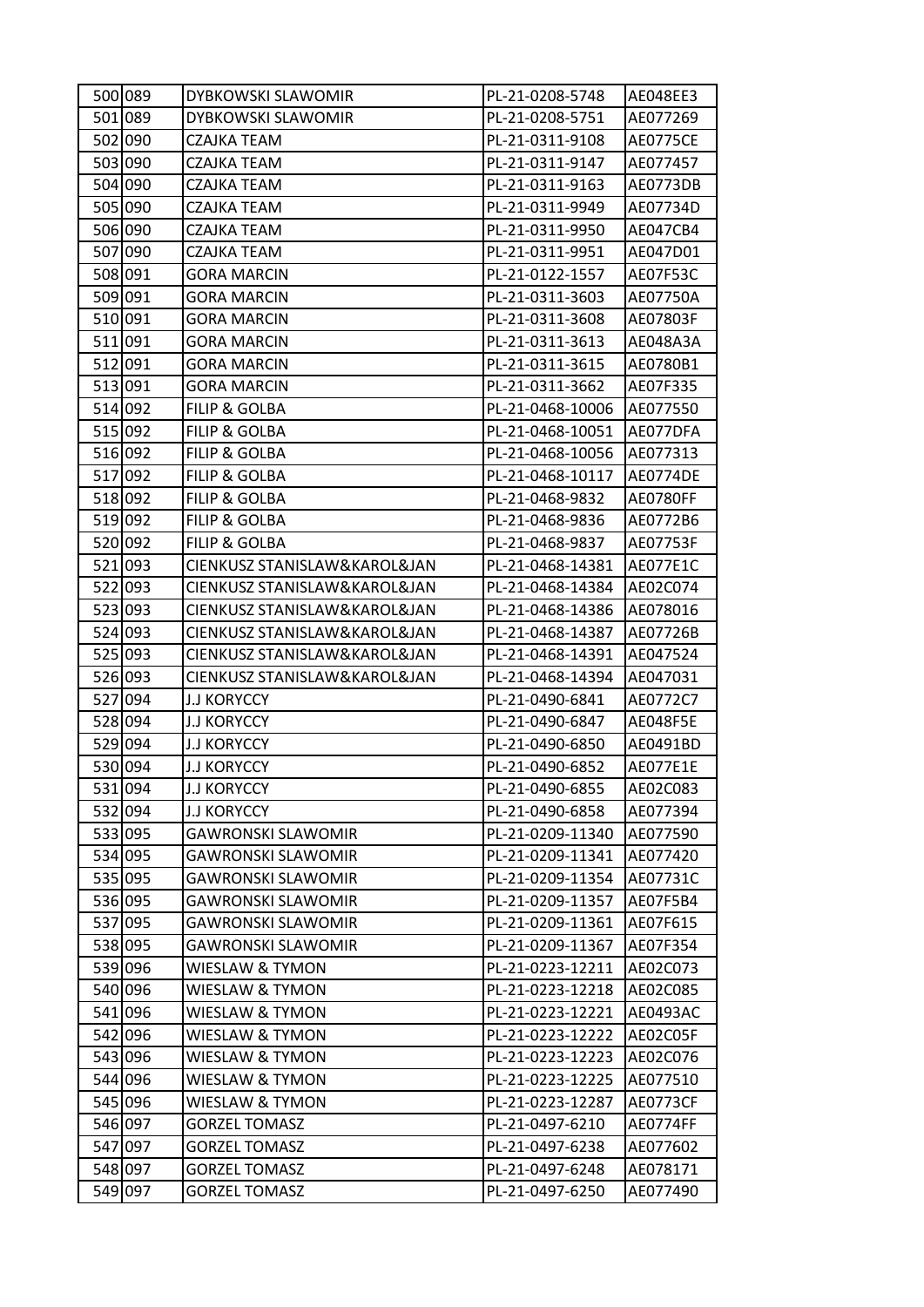| 500 | 089 | DYBKOWSKI SLAWOMIR | PL-21-0208-5748 | AE048EE3 |
|---|---|---|---|---|
| 501 | 089 | DYBKOWSKI SLAWOMIR | PL-21-0208-5751 | AE077269 |
| 502 | 090 | CZAJKA TEAM | PL-21-0311-9108 | AE0775CE |
| 503 | 090 | CZAJKA TEAM | PL-21-0311-9147 | AE077457 |
| 504 | 090 | CZAJKA TEAM | PL-21-0311-9163 | AE0773DB |
| 505 | 090 | CZAJKA TEAM | PL-21-0311-9949 | AE07734D |
| 506 | 090 | CZAJKA TEAM | PL-21-0311-9950 | AE047CB4 |
| 507 | 090 | CZAJKA TEAM | PL-21-0311-9951 | AE047D01 |
| 508 | 091 | GORA MARCIN | PL-21-0122-1557 | AE07F53C |
| 509 | 091 | GORA MARCIN | PL-21-0311-3603 | AE07750A |
| 510 | 091 | GORA MARCIN | PL-21-0311-3608 | AE07803F |
| 511 | 091 | GORA MARCIN | PL-21-0311-3613 | AE048A3A |
| 512 | 091 | GORA MARCIN | PL-21-0311-3615 | AE0780B1 |
| 513 | 091 | GORA MARCIN | PL-21-0311-3662 | AE07F335 |
| 514 | 092 | FILIP & GOLBA | PL-21-0468-10006 | AE077550 |
| 515 | 092 | FILIP & GOLBA | PL-21-0468-10051 | AE077DFA |
| 516 | 092 | FILIP & GOLBA | PL-21-0468-10056 | AE077313 |
| 517 | 092 | FILIP & GOLBA | PL-21-0468-10117 | AE0774DE |
| 518 | 092 | FILIP & GOLBA | PL-21-0468-9832 | AE0780FF |
| 519 | 092 | FILIP & GOLBA | PL-21-0468-9836 | AE0772B6 |
| 520 | 092 | FILIP & GOLBA | PL-21-0468-9837 | AE07753F |
| 521 | 093 | CIENKUSZ STANISLAW&KAROL&JAN | PL-21-0468-14381 | AE077E1C |
| 522 | 093 | CIENKUSZ STANISLAW&KAROL&JAN | PL-21-0468-14384 | AE02C074 |
| 523 | 093 | CIENKUSZ STANISLAW&KAROL&JAN | PL-21-0468-14386 | AE078016 |
| 524 | 093 | CIENKUSZ STANISLAW&KAROL&JAN | PL-21-0468-14387 | AE07726B |
| 525 | 093 | CIENKUSZ STANISLAW&KAROL&JAN | PL-21-0468-14391 | AE047524 |
| 526 | 093 | CIENKUSZ STANISLAW&KAROL&JAN | PL-21-0468-14394 | AE047031 |
| 527 | 094 | J.J KORYCCY | PL-21-0490-6841 | AE0772C7 |
| 528 | 094 | J.J KORYCCY | PL-21-0490-6847 | AE048F5E |
| 529 | 094 | J.J KORYCCY | PL-21-0490-6850 | AE0491BD |
| 530 | 094 | J.J KORYCCY | PL-21-0490-6852 | AE077E1E |
| 531 | 094 | J.J KORYCCY | PL-21-0490-6855 | AE02C083 |
| 532 | 094 | J.J KORYCCY | PL-21-0490-6858 | AE077394 |
| 533 | 095 | GAWRONSKI SLAWOMIR | PL-21-0209-11340 | AE077590 |
| 534 | 095 | GAWRONSKI SLAWOMIR | PL-21-0209-11341 | AE077420 |
| 535 | 095 | GAWRONSKI SLAWOMIR | PL-21-0209-11354 | AE07731C |
| 536 | 095 | GAWRONSKI SLAWOMIR | PL-21-0209-11357 | AE07F5B4 |
| 537 | 095 | GAWRONSKI SLAWOMIR | PL-21-0209-11361 | AE07F615 |
| 538 | 095 | GAWRONSKI SLAWOMIR | PL-21-0209-11367 | AE07F354 |
| 539 | 096 | WIESLAW & TYMON | PL-21-0223-12211 | AE02C073 |
| 540 | 096 | WIESLAW & TYMON | PL-21-0223-12218 | AE02C085 |
| 541 | 096 | WIESLAW & TYMON | PL-21-0223-12221 | AE0493AC |
| 542 | 096 | WIESLAW & TYMON | PL-21-0223-12222 | AE02C05F |
| 543 | 096 | WIESLAW & TYMON | PL-21-0223-12223 | AE02C076 |
| 544 | 096 | WIESLAW & TYMON | PL-21-0223-12225 | AE077510 |
| 545 | 096 | WIESLAW & TYMON | PL-21-0223-12287 | AE0773CF |
| 546 | 097 | GORZEL TOMASZ | PL-21-0497-6210 | AE0774FF |
| 547 | 097 | GORZEL TOMASZ | PL-21-0497-6238 | AE077602 |
| 548 | 097 | GORZEL TOMASZ | PL-21-0497-6248 | AE078171 |
| 549 | 097 | GORZEL TOMASZ | PL-21-0497-6250 | AE077490 |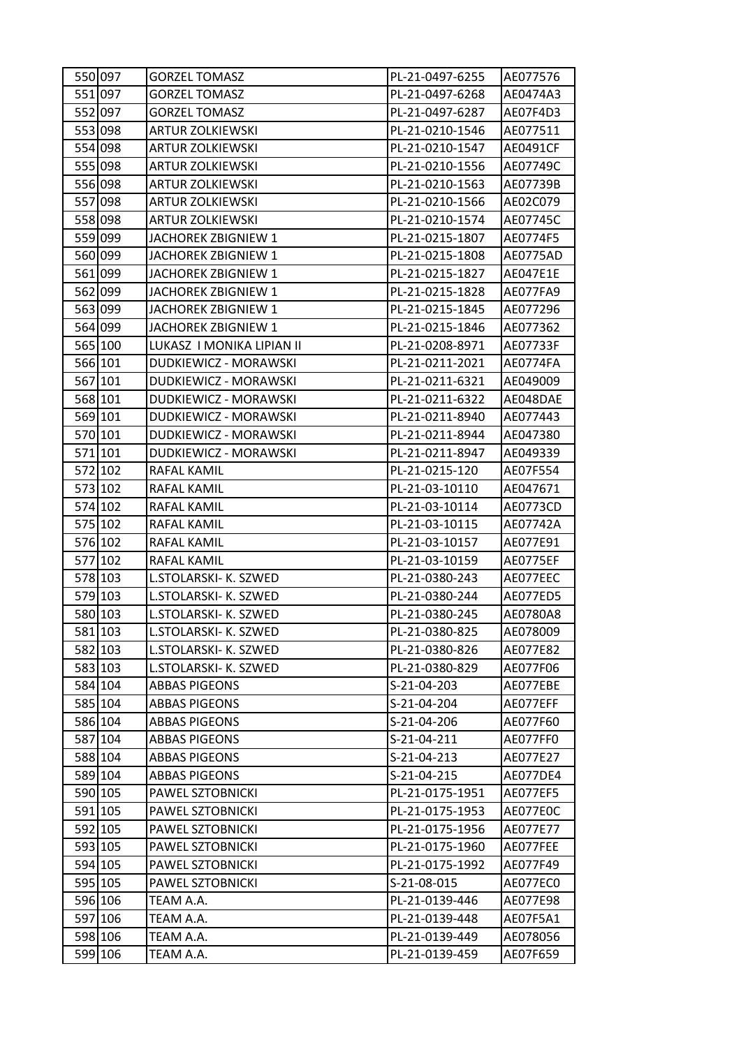| | | | | |
|---|---|---|---|---|
| 550 | 097 | GORZEL TOMASZ | PL-21-0497-6255 | AE077576 |
| 551 | 097 | GORZEL TOMASZ | PL-21-0497-6268 | AE0474A3 |
| 552 | 097 | GORZEL TOMASZ | PL-21-0497-6287 | AE07F4D3 |
| 553 | 098 | ARTUR ZOLKIEWSKI | PL-21-0210-1546 | AE077511 |
| 554 | 098 | ARTUR ZOLKIEWSKI | PL-21-0210-1547 | AE0491CF |
| 555 | 098 | ARTUR ZOLKIEWSKI | PL-21-0210-1556 | AE07749C |
| 556 | 098 | ARTUR ZOLKIEWSKI | PL-21-0210-1563 | AE07739B |
| 557 | 098 | ARTUR ZOLKIEWSKI | PL-21-0210-1566 | AE02C079 |
| 558 | 098 | ARTUR ZOLKIEWSKI | PL-21-0210-1574 | AE07745C |
| 559 | 099 | JACHOREK ZBIGNIEW 1 | PL-21-0215-1807 | AE0774F5 |
| 560 | 099 | JACHOREK ZBIGNIEW 1 | PL-21-0215-1808 | AE0775AD |
| 561 | 099 | JACHOREK ZBIGNIEW 1 | PL-21-0215-1827 | AE047E1E |
| 562 | 099 | JACHOREK ZBIGNIEW 1 | PL-21-0215-1828 | AE077FA9 |
| 563 | 099 | JACHOREK ZBIGNIEW 1 | PL-21-0215-1845 | AE077296 |
| 564 | 099 | JACHOREK ZBIGNIEW 1 | PL-21-0215-1846 | AE077362 |
| 565 | 100 | LUKASZ I MONIKA LIPIAN II | PL-21-0208-8971 | AE07733F |
| 566 | 101 | DUDKIEWICZ - MORAWSKI | PL-21-0211-2021 | AE0774FA |
| 567 | 101 | DUDKIEWICZ - MORAWSKI | PL-21-0211-6321 | AE049009 |
| 568 | 101 | DUDKIEWICZ - MORAWSKI | PL-21-0211-6322 | AE048DAE |
| 569 | 101 | DUDKIEWICZ - MORAWSKI | PL-21-0211-8940 | AE077443 |
| 570 | 101 | DUDKIEWICZ - MORAWSKI | PL-21-0211-8944 | AE047380 |
| 571 | 101 | DUDKIEWICZ - MORAWSKI | PL-21-0211-8947 | AE049339 |
| 572 | 102 | RAFAL KAMIL | PL-21-0215-120 | AE07F554 |
| 573 | 102 | RAFAL KAMIL | PL-21-03-10110 | AE047671 |
| 574 | 102 | RAFAL KAMIL | PL-21-03-10114 | AE0773CD |
| 575 | 102 | RAFAL KAMIL | PL-21-03-10115 | AE07742A |
| 576 | 102 | RAFAL KAMIL | PL-21-03-10157 | AE077E91 |
| 577 | 102 | RAFAL KAMIL | PL-21-03-10159 | AE0775EF |
| 578 | 103 | L.STOLARSKI- K. SZWED | PL-21-0380-243 | AE077EEC |
| 579 | 103 | L.STOLARSKI- K. SZWED | PL-21-0380-244 | AE077ED5 |
| 580 | 103 | L.STOLARSKI- K. SZWED | PL-21-0380-245 | AE0780A8 |
| 581 | 103 | L.STOLARSKI- K. SZWED | PL-21-0380-825 | AE078009 |
| 582 | 103 | L.STOLARSKI- K. SZWED | PL-21-0380-826 | AE077E82 |
| 583 | 103 | L.STOLARSKI- K. SZWED | PL-21-0380-829 | AE077F06 |
| 584 | 104 | ABBAS PIGEONS | S-21-04-203 | AE077EBE |
| 585 | 104 | ABBAS PIGEONS | S-21-04-204 | AE077EFF |
| 586 | 104 | ABBAS PIGEONS | S-21-04-206 | AE077F60 |
| 587 | 104 | ABBAS PIGEONS | S-21-04-211 | AE077FF0 |
| 588 | 104 | ABBAS PIGEONS | S-21-04-213 | AE077E27 |
| 589 | 104 | ABBAS PIGEONS | S-21-04-215 | AE077DE4 |
| 590 | 105 | PAWEL SZTOBNICKI | PL-21-0175-1951 | AE077EF5 |
| 591 | 105 | PAWEL SZTOBNICKI | PL-21-0175-1953 | AE077E0C |
| 592 | 105 | PAWEL SZTOBNICKI | PL-21-0175-1956 | AE077E77 |
| 593 | 105 | PAWEL SZTOBNICKI | PL-21-0175-1960 | AE077FEE |
| 594 | 105 | PAWEL SZTOBNICKI | PL-21-0175-1992 | AE077F49 |
| 595 | 105 | PAWEL SZTOBNICKI | S-21-08-015 | AE077EC0 |
| 596 | 106 | TEAM A.A. | PL-21-0139-446 | AE077E98 |
| 597 | 106 | TEAM A.A. | PL-21-0139-448 | AE07F5A1 |
| 598 | 106 | TEAM A.A. | PL-21-0139-449 | AE078056 |
| 599 | 106 | TEAM A.A. | PL-21-0139-459 | AE07F659 |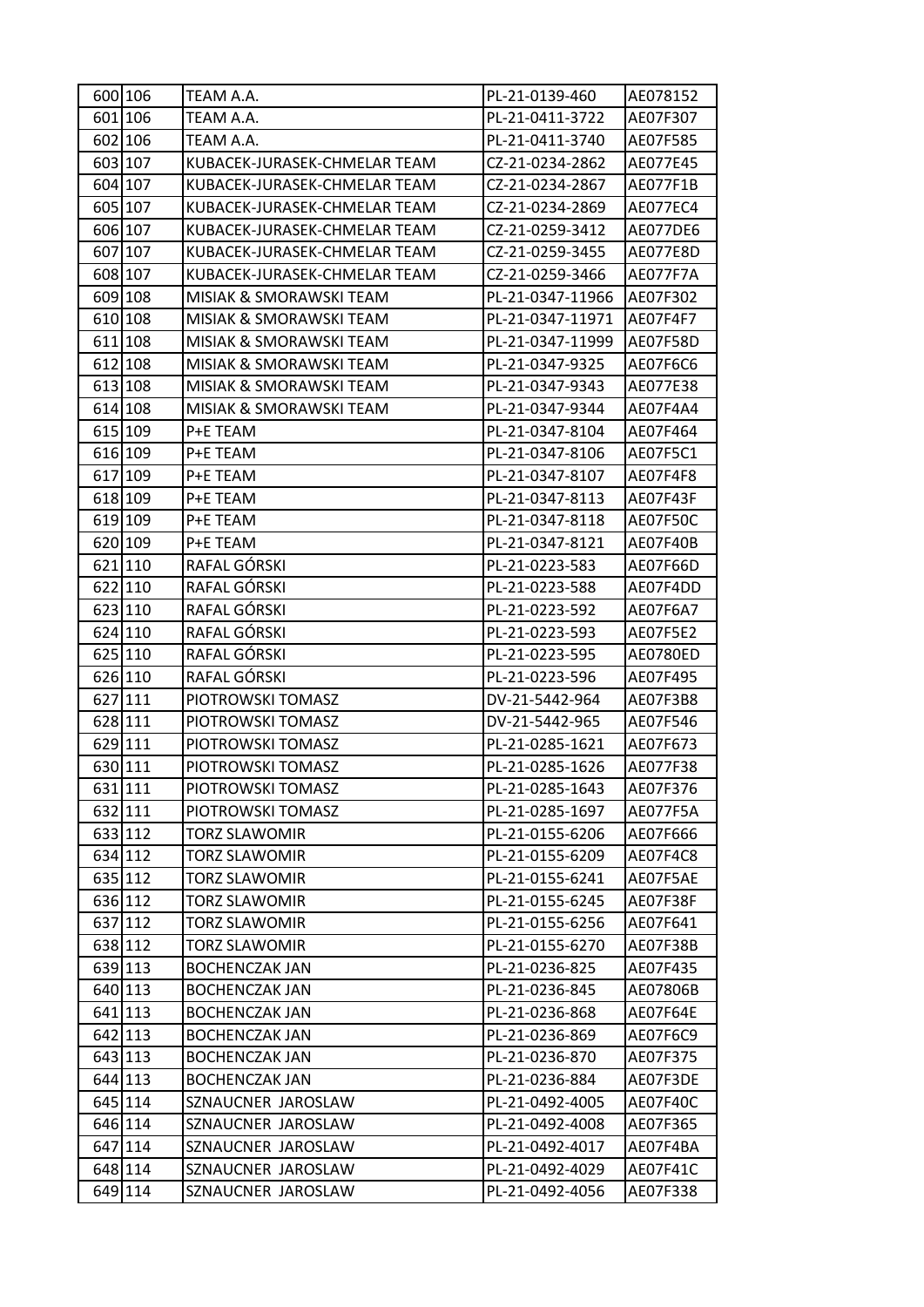| | | | | |
|---|---|---|---|---|
| 600 | 106 | TEAM A.A. | PL-21-0139-460 | AE078152 |
| 601 | 106 | TEAM A.A. | PL-21-0411-3722 | AE07F307 |
| 602 | 106 | TEAM A.A. | PL-21-0411-3740 | AE07F585 |
| 603 | 107 | KUBACEK-JURASEK-CHMELAR TEAM | CZ-21-0234-2862 | AE077E45 |
| 604 | 107 | KUBACEK-JURASEK-CHMELAR TEAM | CZ-21-0234-2867 | AE077F1B |
| 605 | 107 | KUBACEK-JURASEK-CHMELAR TEAM | CZ-21-0234-2869 | AE077EC4 |
| 606 | 107 | KUBACEK-JURASEK-CHMELAR TEAM | CZ-21-0259-3412 | AE077DE6 |
| 607 | 107 | KUBACEK-JURASEK-CHMELAR TEAM | CZ-21-0259-3455 | AE077E8D |
| 608 | 107 | KUBACEK-JURASEK-CHMELAR TEAM | CZ-21-0259-3466 | AE077F7A |
| 609 | 108 | MISIAK & SMORAWSKI TEAM | PL-21-0347-11966 | AE07F302 |
| 610 | 108 | MISIAK & SMORAWSKI TEAM | PL-21-0347-11971 | AE07F4F7 |
| 611 | 108 | MISIAK & SMORAWSKI TEAM | PL-21-0347-11999 | AE07F58D |
| 612 | 108 | MISIAK & SMORAWSKI TEAM | PL-21-0347-9325 | AE07F6C6 |
| 613 | 108 | MISIAK & SMORAWSKI TEAM | PL-21-0347-9343 | AE077E38 |
| 614 | 108 | MISIAK & SMORAWSKI TEAM | PL-21-0347-9344 | AE07F4A4 |
| 615 | 109 | P+E TEAM | PL-21-0347-8104 | AE07F464 |
| 616 | 109 | P+E TEAM | PL-21-0347-8106 | AE07F5C1 |
| 617 | 109 | P+E TEAM | PL-21-0347-8107 | AE07F4F8 |
| 618 | 109 | P+E TEAM | PL-21-0347-8113 | AE07F43F |
| 619 | 109 | P+E TEAM | PL-21-0347-8118 | AE07F50C |
| 620 | 109 | P+E TEAM | PL-21-0347-8121 | AE07F40B |
| 621 | 110 | RAFAL GÓRSKI | PL-21-0223-583 | AE07F66D |
| 622 | 110 | RAFAL GÓRSKI | PL-21-0223-588 | AE07F4DD |
| 623 | 110 | RAFAL GÓRSKI | PL-21-0223-592 | AE07F6A7 |
| 624 | 110 | RAFAL GÓRSKI | PL-21-0223-593 | AE07F5E2 |
| 625 | 110 | RAFAL GÓRSKI | PL-21-0223-595 | AE0780ED |
| 626 | 110 | RAFAL GÓRSKI | PL-21-0223-596 | AE07F495 |
| 627 | 111 | PIOTROWSKI TOMASZ | DV-21-5442-964 | AE07F3B8 |
| 628 | 111 | PIOTROWSKI TOMASZ | DV-21-5442-965 | AE07F546 |
| 629 | 111 | PIOTROWSKI TOMASZ | PL-21-0285-1621 | AE07F673 |
| 630 | 111 | PIOTROWSKI TOMASZ | PL-21-0285-1626 | AE077F38 |
| 631 | 111 | PIOTROWSKI TOMASZ | PL-21-0285-1643 | AE07F376 |
| 632 | 111 | PIOTROWSKI TOMASZ | PL-21-0285-1697 | AE077F5A |
| 633 | 112 | TORZ SLAWOMIR | PL-21-0155-6206 | AE07F666 |
| 634 | 112 | TORZ SLAWOMIR | PL-21-0155-6209 | AE07F4C8 |
| 635 | 112 | TORZ SLAWOMIR | PL-21-0155-6241 | AE07F5AE |
| 636 | 112 | TORZ SLAWOMIR | PL-21-0155-6245 | AE07F38F |
| 637 | 112 | TORZ SLAWOMIR | PL-21-0155-6256 | AE07F641 |
| 638 | 112 | TORZ SLAWOMIR | PL-21-0155-6270 | AE07F38B |
| 639 | 113 | BOCHENCZAK JAN | PL-21-0236-825 | AE07F435 |
| 640 | 113 | BOCHENCZAK JAN | PL-21-0236-845 | AE07806B |
| 641 | 113 | BOCHENCZAK JAN | PL-21-0236-868 | AE07F64E |
| 642 | 113 | BOCHENCZAK JAN | PL-21-0236-869 | AE07F6C9 |
| 643 | 113 | BOCHENCZAK JAN | PL-21-0236-870 | AE07F375 |
| 644 | 113 | BOCHENCZAK JAN | PL-21-0236-884 | AE07F3DE |
| 645 | 114 | SZNAUCNER JAROSLAW | PL-21-0492-4005 | AE07F40C |
| 646 | 114 | SZNAUCNER JAROSLAW | PL-21-0492-4008 | AE07F365 |
| 647 | 114 | SZNAUCNER JAROSLAW | PL-21-0492-4017 | AE07F4BA |
| 648 | 114 | SZNAUCNER JAROSLAW | PL-21-0492-4029 | AE07F41C |
| 649 | 114 | SZNAUCNER JAROSLAW | PL-21-0492-4056 | AE07F338 |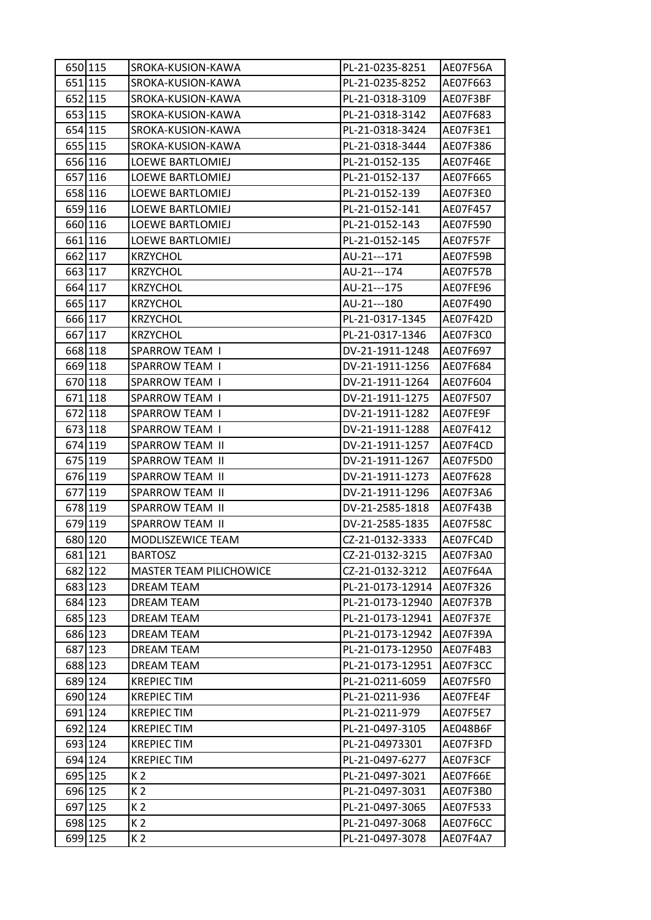| | | | | |
|---|---|---|---|---|
| 650 | 115 | SROKA-KUSION-KAWA | PL-21-0235-8251 | AE07F56A |
| 651 | 115 | SROKA-KUSION-KAWA | PL-21-0235-8252 | AE07F663 |
| 652 | 115 | SROKA-KUSION-KAWA | PL-21-0318-3109 | AE07F3BF |
| 653 | 115 | SROKA-KUSION-KAWA | PL-21-0318-3142 | AE07F683 |
| 654 | 115 | SROKA-KUSION-KAWA | PL-21-0318-3424 | AE07F3E1 |
| 655 | 115 | SROKA-KUSION-KAWA | PL-21-0318-3444 | AE07F386 |
| 656 | 116 | LOEWE BARTLOMIEJ | PL-21-0152-135 | AE07F46E |
| 657 | 116 | LOEWE BARTLOMIEJ | PL-21-0152-137 | AE07F665 |
| 658 | 116 | LOEWE BARTLOMIEJ | PL-21-0152-139 | AE07F3E0 |
| 659 | 116 | LOEWE BARTLOMIEJ | PL-21-0152-141 | AE07F457 |
| 660 | 116 | LOEWE BARTLOMIEJ | PL-21-0152-143 | AE07F590 |
| 661 | 116 | LOEWE BARTLOMIEJ | PL-21-0152-145 | AE07F57F |
| 662 | 117 | KRZYCHOL | AU-21---171 | AE07F59B |
| 663 | 117 | KRZYCHOL | AU-21---174 | AE07F57B |
| 664 | 117 | KRZYCHOL | AU-21---175 | AE07FE96 |
| 665 | 117 | KRZYCHOL | AU-21---180 | AE07F490 |
| 666 | 117 | KRZYCHOL | PL-21-0317-1345 | AE07F42D |
| 667 | 117 | KRZYCHOL | PL-21-0317-1346 | AE07F3C0 |
| 668 | 118 | SPARROW TEAM I | DV-21-1911-1248 | AE07F697 |
| 669 | 118 | SPARROW TEAM I | DV-21-1911-1256 | AE07F684 |
| 670 | 118 | SPARROW TEAM I | DV-21-1911-1264 | AE07F604 |
| 671 | 118 | SPARROW TEAM I | DV-21-1911-1275 | AE07F507 |
| 672 | 118 | SPARROW TEAM I | DV-21-1911-1282 | AE07FE9F |
| 673 | 118 | SPARROW TEAM I | DV-21-1911-1288 | AE07F412 |
| 674 | 119 | SPARROW TEAM II | DV-21-1911-1257 | AE07F4CD |
| 675 | 119 | SPARROW TEAM II | DV-21-1911-1267 | AE07F5D0 |
| 676 | 119 | SPARROW TEAM II | DV-21-1911-1273 | AE07F628 |
| 677 | 119 | SPARROW TEAM II | DV-21-1911-1296 | AE07F3A6 |
| 678 | 119 | SPARROW TEAM II | DV-21-2585-1818 | AE07F43B |
| 679 | 119 | SPARROW TEAM II | DV-21-2585-1835 | AE07F58C |
| 680 | 120 | MODLISZEWICE TEAM | CZ-21-0132-3333 | AE07FC4D |
| 681 | 121 | BARTOSZ | CZ-21-0132-3215 | AE07F3A0 |
| 682 | 122 | MASTER TEAM PILICHOWICE | CZ-21-0132-3212 | AE07F64A |
| 683 | 123 | DREAM TEAM | PL-21-0173-12914 | AE07F326 |
| 684 | 123 | DREAM TEAM | PL-21-0173-12940 | AE07F37B |
| 685 | 123 | DREAM TEAM | PL-21-0173-12941 | AE07F37E |
| 686 | 123 | DREAM TEAM | PL-21-0173-12942 | AE07F39A |
| 687 | 123 | DREAM TEAM | PL-21-0173-12950 | AE07F4B3 |
| 688 | 123 | DREAM TEAM | PL-21-0173-12951 | AE07F3CC |
| 689 | 124 | KREPIEC TIM | PL-21-0211-6059 | AE07F5F0 |
| 690 | 124 | KREPIEC TIM | PL-21-0211-936 | AE07FE4F |
| 691 | 124 | KREPIEC TIM | PL-21-0211-979 | AE07F5E7 |
| 692 | 124 | KREPIEC TIM | PL-21-0497-3105 | AE048B6F |
| 693 | 124 | KREPIEC TIM | PL-21-04973301 | AE07F3FD |
| 694 | 124 | KREPIEC TIM | PL-21-0497-6277 | AE07F3CF |
| 695 | 125 | K 2 | PL-21-0497-3021 | AE07F66E |
| 696 | 125 | K 2 | PL-21-0497-3031 | AE07F3B0 |
| 697 | 125 | K 2 | PL-21-0497-3065 | AE07F533 |
| 698 | 125 | K 2 | PL-21-0497-3068 | AE07F6CC |
| 699 | 125 | K 2 | PL-21-0497-3078 | AE07F4A7 |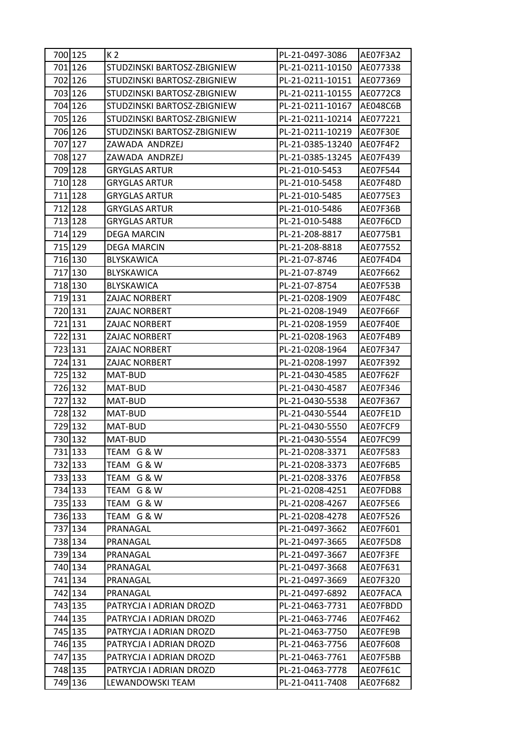| 700 | 125 | K 2 | PL-21-0497-3086 | AE07F3A2 |
|---|---|---|---|---|
| 701 | 126 | STUDZINSKI BARTOSZ-ZBIGNIEW | PL-21-0211-10150 | AE077338 |
| 702 | 126 | STUDZINSKI BARTOSZ-ZBIGNIEW | PL-21-0211-10151 | AE077369 |
| 703 | 126 | STUDZINSKI BARTOSZ-ZBIGNIEW | PL-21-0211-10155 | AE0772C8 |
| 704 | 126 | STUDZINSKI BARTOSZ-ZBIGNIEW | PL-21-0211-10167 | AE048C6B |
| 705 | 126 | STUDZINSKI BARTOSZ-ZBIGNIEW | PL-21-0211-10214 | AE077221 |
| 706 | 126 | STUDZINSKI BARTOSZ-ZBIGNIEW | PL-21-0211-10219 | AE07F30E |
| 707 | 127 | ZAWADA ANDRZEJ | PL-21-0385-13240 | AE07F4F2 |
| 708 | 127 | ZAWADA ANDRZEJ | PL-21-0385-13245 | AE07F439 |
| 709 | 128 | GRYGLAS ARTUR | PL-21-010-5453 | AE07F544 |
| 710 | 128 | GRYGLAS ARTUR | PL-21-010-5458 | AE07F48D |
| 711 | 128 | GRYGLAS ARTUR | PL-21-010-5485 | AE0775E3 |
| 712 | 128 | GRYGLAS ARTUR | PL-21-010-5486 | AE07F36B |
| 713 | 128 | GRYGLAS ARTUR | PL-21-010-5488 | AE07F6CD |
| 714 | 129 | DEGA MARCIN | PL-21-208-8817 | AE0775B1 |
| 715 | 129 | DEGA MARCIN | PL-21-208-8818 | AE077552 |
| 716 | 130 | BLYSKAWICA | PL-21-07-8746 | AE07F4D4 |
| 717 | 130 | BLYSKAWICA | PL-21-07-8749 | AE07F662 |
| 718 | 130 | BLYSKAWICA | PL-21-07-8754 | AE07F53B |
| 719 | 131 | ZAJAC NORBERT | PL-21-0208-1909 | AE07F48C |
| 720 | 131 | ZAJAC NORBERT | PL-21-0208-1949 | AE07F66F |
| 721 | 131 | ZAJAC NORBERT | PL-21-0208-1959 | AE07F40E |
| 722 | 131 | ZAJAC NORBERT | PL-21-0208-1963 | AE07F4B9 |
| 723 | 131 | ZAJAC NORBERT | PL-21-0208-1964 | AE07F347 |
| 724 | 131 | ZAJAC NORBERT | PL-21-0208-1997 | AE07F392 |
| 725 | 132 | MAT-BUD | PL-21-0430-4585 | AE07F62F |
| 726 | 132 | MAT-BUD | PL-21-0430-4587 | AE07F346 |
| 727 | 132 | MAT-BUD | PL-21-0430-5538 | AE07F367 |
| 728 | 132 | MAT-BUD | PL-21-0430-5544 | AE07FE1D |
| 729 | 132 | MAT-BUD | PL-21-0430-5550 | AE07FCF9 |
| 730 | 132 | MAT-BUD | PL-21-0430-5554 | AE07FC99 |
| 731 | 133 | TEAM G & W | PL-21-0208-3371 | AE07F583 |
| 732 | 133 | TEAM G & W | PL-21-0208-3373 | AE07F6B5 |
| 733 | 133 | TEAM G & W | PL-21-0208-3376 | AE07FB58 |
| 734 | 133 | TEAM G & W | PL-21-0208-4251 | AE07FDB8 |
| 735 | 133 | TEAM G & W | PL-21-0208-4267 | AE07F5E6 |
| 736 | 133 | TEAM G & W | PL-21-0208-4278 | AE07F526 |
| 737 | 134 | PRANAGAL | PL-21-0497-3662 | AE07F601 |
| 738 | 134 | PRANAGAL | PL-21-0497-3665 | AE07F5D8 |
| 739 | 134 | PRANAGAL | PL-21-0497-3667 | AE07F3FE |
| 740 | 134 | PRANAGAL | PL-21-0497-3668 | AE07F631 |
| 741 | 134 | PRANAGAL | PL-21-0497-3669 | AE07F320 |
| 742 | 134 | PRANAGAL | PL-21-0497-6892 | AE07FACA |
| 743 | 135 | PATRYCJA I ADRIAN DROZD | PL-21-0463-7731 | AE07FBDD |
| 744 | 135 | PATRYCJA I ADRIAN DROZD | PL-21-0463-7746 | AE07F462 |
| 745 | 135 | PATRYCJA I ADRIAN DROZD | PL-21-0463-7750 | AE07FE9B |
| 746 | 135 | PATRYCJA I ADRIAN DROZD | PL-21-0463-7756 | AE07F608 |
| 747 | 135 | PATRYCJA I ADRIAN DROZD | PL-21-0463-7761 | AE07F5BB |
| 748 | 135 | PATRYCJA I ADRIAN DROZD | PL-21-0463-7778 | AE07F61C |
| 749 | 136 | LEWANDOWSKI TEAM | PL-21-0411-7408 | AE07F682 |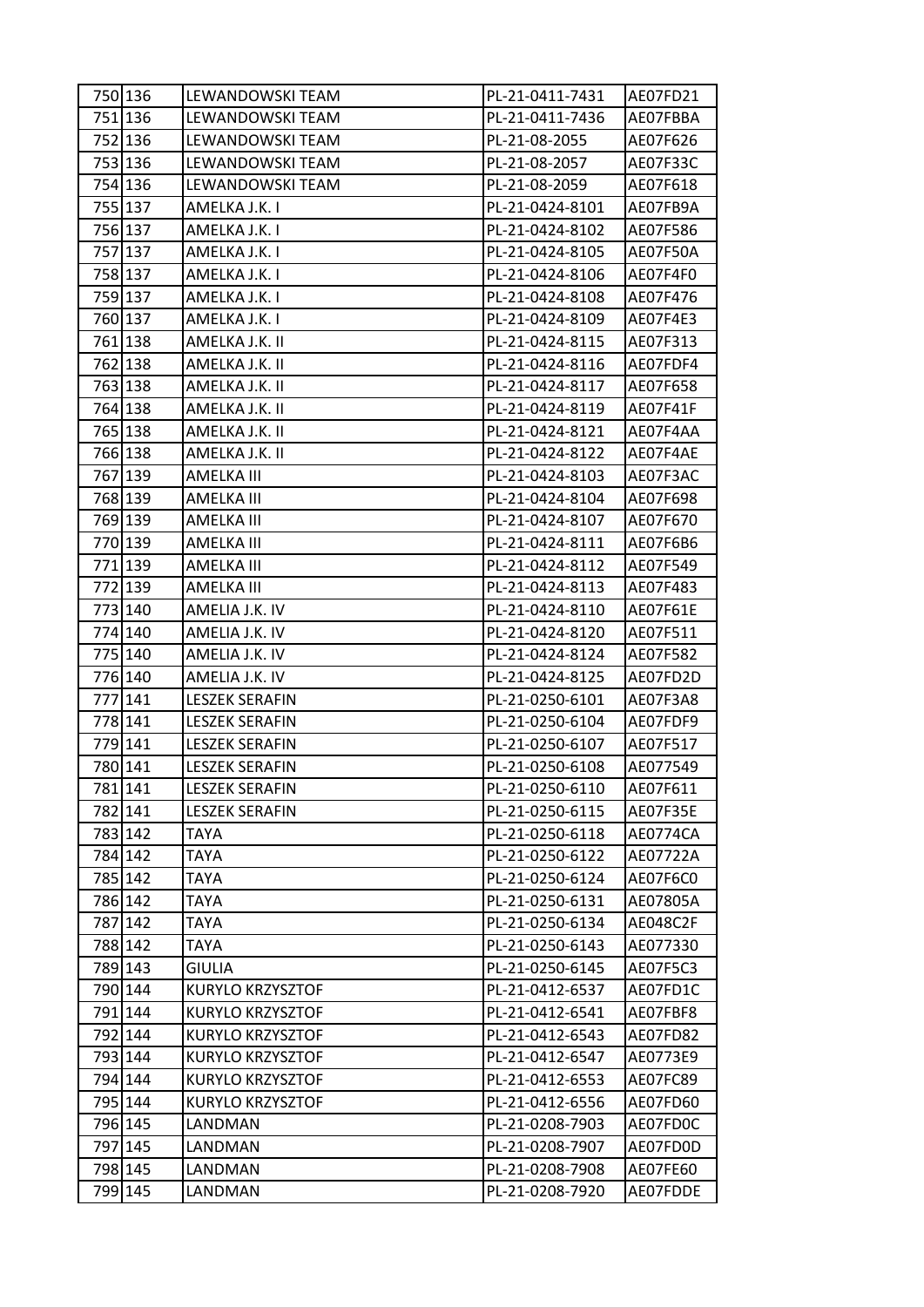| 750 | 136 | LEWANDOWSKI TEAM | PL-21-0411-7431 | AE07FD21 |
|---|---|---|---|---|
| 751 | 136 | LEWANDOWSKI TEAM | PL-21-0411-7436 | AE07FBBA |
| 752 | 136 | LEWANDOWSKI TEAM | PL-21-08-2055 | AE07F626 |
| 753 | 136 | LEWANDOWSKI TEAM | PL-21-08-2057 | AE07F33C |
| 754 | 136 | LEWANDOWSKI TEAM | PL-21-08-2059 | AE07F618 |
| 755 | 137 | AMELKA J.K. I | PL-21-0424-8101 | AE07FB9A |
| 756 | 137 | AMELKA J.K. I | PL-21-0424-8102 | AE07F586 |
| 757 | 137 | AMELKA J.K. I | PL-21-0424-8105 | AE07F50A |
| 758 | 137 | AMELKA J.K. I | PL-21-0424-8106 | AE07F4F0 |
| 759 | 137 | AMELKA J.K. I | PL-21-0424-8108 | AE07F476 |
| 760 | 137 | AMELKA J.K. I | PL-21-0424-8109 | AE07F4E3 |
| 761 | 138 | AMELKA J.K. II | PL-21-0424-8115 | AE07F313 |
| 762 | 138 | AMELKA J.K. II | PL-21-0424-8116 | AE07FDF4 |
| 763 | 138 | AMELKA J.K. II | PL-21-0424-8117 | AE07F658 |
| 764 | 138 | AMELKA J.K. II | PL-21-0424-8119 | AE07F41F |
| 765 | 138 | AMELKA J.K. II | PL-21-0424-8121 | AE07F4AA |
| 766 | 138 | AMELKA J.K. II | PL-21-0424-8122 | AE07F4AE |
| 767 | 139 | AMELKA III | PL-21-0424-8103 | AE07F3AC |
| 768 | 139 | AMELKA III | PL-21-0424-8104 | AE07F698 |
| 769 | 139 | AMELKA III | PL-21-0424-8107 | AE07F670 |
| 770 | 139 | AMELKA III | PL-21-0424-8111 | AE07F6B6 |
| 771 | 139 | AMELKA III | PL-21-0424-8112 | AE07F549 |
| 772 | 139 | AMELKA III | PL-21-0424-8113 | AE07F483 |
| 773 | 140 | AMELIA J.K. IV | PL-21-0424-8110 | AE07F61E |
| 774 | 140 | AMELIA J.K. IV | PL-21-0424-8120 | AE07F511 |
| 775 | 140 | AMELIA J.K. IV | PL-21-0424-8124 | AE07F582 |
| 776 | 140 | AMELIA J.K. IV | PL-21-0424-8125 | AE07FD2D |
| 777 | 141 | LESZEK SERAFIN | PL-21-0250-6101 | AE07F3A8 |
| 778 | 141 | LESZEK SERAFIN | PL-21-0250-6104 | AE07FDF9 |
| 779 | 141 | LESZEK SERAFIN | PL-21-0250-6107 | AE07F517 |
| 780 | 141 | LESZEK SERAFIN | PL-21-0250-6108 | AE077549 |
| 781 | 141 | LESZEK SERAFIN | PL-21-0250-6110 | AE07F611 |
| 782 | 141 | LESZEK SERAFIN | PL-21-0250-6115 | AE07F35E |
| 783 | 142 | TAYA | PL-21-0250-6118 | AE0774CA |
| 784 | 142 | TAYA | PL-21-0250-6122 | AE07722A |
| 785 | 142 | TAYA | PL-21-0250-6124 | AE07F6C0 |
| 786 | 142 | TAYA | PL-21-0250-6131 | AE07805A |
| 787 | 142 | TAYA | PL-21-0250-6134 | AE048C2F |
| 788 | 142 | TAYA | PL-21-0250-6143 | AE077330 |
| 789 | 143 | GIULIA | PL-21-0250-6145 | AE07F5C3 |
| 790 | 144 | KURYLO KRZYSZTOF | PL-21-0412-6537 | AE07FD1C |
| 791 | 144 | KURYLO KRZYSZTOF | PL-21-0412-6541 | AE07FBF8 |
| 792 | 144 | KURYLO KRZYSZTOF | PL-21-0412-6543 | AE07FD82 |
| 793 | 144 | KURYLO KRZYSZTOF | PL-21-0412-6547 | AE0773E9 |
| 794 | 144 | KURYLO KRZYSZTOF | PL-21-0412-6553 | AE07FC89 |
| 795 | 144 | KURYLO KRZYSZTOF | PL-21-0412-6556 | AE07FD60 |
| 796 | 145 | LANDMAN | PL-21-0208-7903 | AE07FD0C |
| 797 | 145 | LANDMAN | PL-21-0208-7907 | AE07FD0D |
| 798 | 145 | LANDMAN | PL-21-0208-7908 | AE07FE60 |
| 799 | 145 | LANDMAN | PL-21-0208-7920 | AE07FDDE |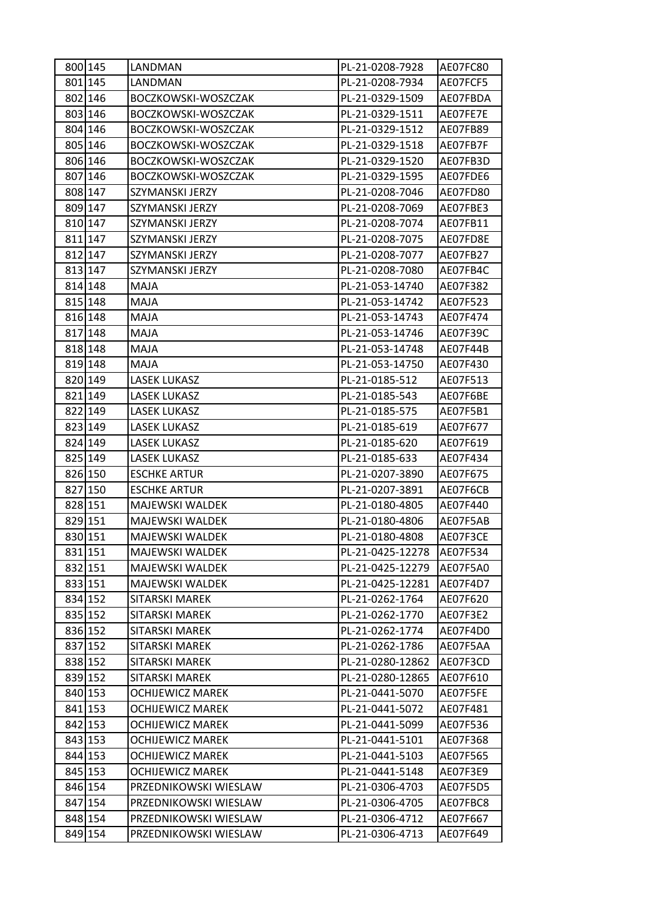| 800 | 145 | LANDMAN | PL-21-0208-7928 | AE07FC80 |
|---|---|---|---|---|
| 801 | 145 | LANDMAN | PL-21-0208-7934 | AE07FCF5 |
| 802 | 146 | BOCZKOWSKI-WOSZCZAK | PL-21-0329-1509 | AE07FBDA |
| 803 | 146 | BOCZKOWSKI-WOSZCZAK | PL-21-0329-1511 | AE07FE7E |
| 804 | 146 | BOCZKOWSKI-WOSZCZAK | PL-21-0329-1512 | AE07FB89 |
| 805 | 146 | BOCZKOWSKI-WOSZCZAK | PL-21-0329-1518 | AE07FB7F |
| 806 | 146 | BOCZKOWSKI-WOSZCZAK | PL-21-0329-1520 | AE07FB3D |
| 807 | 146 | BOCZKOWSKI-WOSZCZAK | PL-21-0329-1595 | AE07FDE6 |
| 808 | 147 | SZYMANSKI JERZY | PL-21-0208-7046 | AE07FD80 |
| 809 | 147 | SZYMANSKI JERZY | PL-21-0208-7069 | AE07FBE3 |
| 810 | 147 | SZYMANSKI JERZY | PL-21-0208-7074 | AE07FB11 |
| 811 | 147 | SZYMANSKI JERZY | PL-21-0208-7075 | AE07FD8E |
| 812 | 147 | SZYMANSKI JERZY | PL-21-0208-7077 | AE07FB27 |
| 813 | 147 | SZYMANSKI JERZY | PL-21-0208-7080 | AE07FB4C |
| 814 | 148 | MAJA | PL-21-053-14740 | AE07F382 |
| 815 | 148 | MAJA | PL-21-053-14742 | AE07F523 |
| 816 | 148 | MAJA | PL-21-053-14743 | AE07F474 |
| 817 | 148 | MAJA | PL-21-053-14746 | AE07F39C |
| 818 | 148 | MAJA | PL-21-053-14748 | AE07F44B |
| 819 | 148 | MAJA | PL-21-053-14750 | AE07F430 |
| 820 | 149 | LASEK LUKASZ | PL-21-0185-512 | AE07F513 |
| 821 | 149 | LASEK LUKASZ | PL-21-0185-543 | AE07F6BE |
| 822 | 149 | LASEK LUKASZ | PL-21-0185-575 | AE07F5B1 |
| 823 | 149 | LASEK LUKASZ | PL-21-0185-619 | AE07F677 |
| 824 | 149 | LASEK LUKASZ | PL-21-0185-620 | AE07F619 |
| 825 | 149 | LASEK LUKASZ | PL-21-0185-633 | AE07F434 |
| 826 | 150 | ESCHKE ARTUR | PL-21-0207-3890 | AE07F675 |
| 827 | 150 | ESCHKE ARTUR | PL-21-0207-3891 | AE07F6CB |
| 828 | 151 | MAJEWSKI WALDEK | PL-21-0180-4805 | AE07F440 |
| 829 | 151 | MAJEWSKI WALDEK | PL-21-0180-4806 | AE07F5AB |
| 830 | 151 | MAJEWSKI WALDEK | PL-21-0180-4808 | AE07F3CE |
| 831 | 151 | MAJEWSKI WALDEK | PL-21-0425-12278 | AE07F534 |
| 832 | 151 | MAJEWSKI WALDEK | PL-21-0425-12279 | AE07F5A0 |
| 833 | 151 | MAJEWSKI WALDEK | PL-21-0425-12281 | AE07F4D7 |
| 834 | 152 | SITARSKI MAREK | PL-21-0262-1764 | AE07F620 |
| 835 | 152 | SITARSKI MAREK | PL-21-0262-1770 | AE07F3E2 |
| 836 | 152 | SITARSKI MAREK | PL-21-0262-1774 | AE07F4D0 |
| 837 | 152 | SITARSKI MAREK | PL-21-0262-1786 | AE07F5AA |
| 838 | 152 | SITARSKI MAREK | PL-21-0280-12862 | AE07F3CD |
| 839 | 152 | SITARSKI MAREK | PL-21-0280-12865 | AE07F610 |
| 840 | 153 | OCHIJEWICZ MAREK | PL-21-0441-5070 | AE07F5FE |
| 841 | 153 | OCHIJEWICZ MAREK | PL-21-0441-5072 | AE07F481 |
| 842 | 153 | OCHIJEWICZ MAREK | PL-21-0441-5099 | AE07F536 |
| 843 | 153 | OCHIJEWICZ MAREK | PL-21-0441-5101 | AE07F368 |
| 844 | 153 | OCHIJEWICZ MAREK | PL-21-0441-5103 | AE07F565 |
| 845 | 153 | OCHIJEWICZ MAREK | PL-21-0441-5148 | AE07F3E9 |
| 846 | 154 | PRZEDNIKOWSKI WIESLAW | PL-21-0306-4703 | AE07F5D5 |
| 847 | 154 | PRZEDNIKOWSKI WIESLAW | PL-21-0306-4705 | AE07FBC8 |
| 848 | 154 | PRZEDNIKOWSKI WIESLAW | PL-21-0306-4712 | AE07F667 |
| 849 | 154 | PRZEDNIKOWSKI WIESLAW | PL-21-0306-4713 | AE07F649 |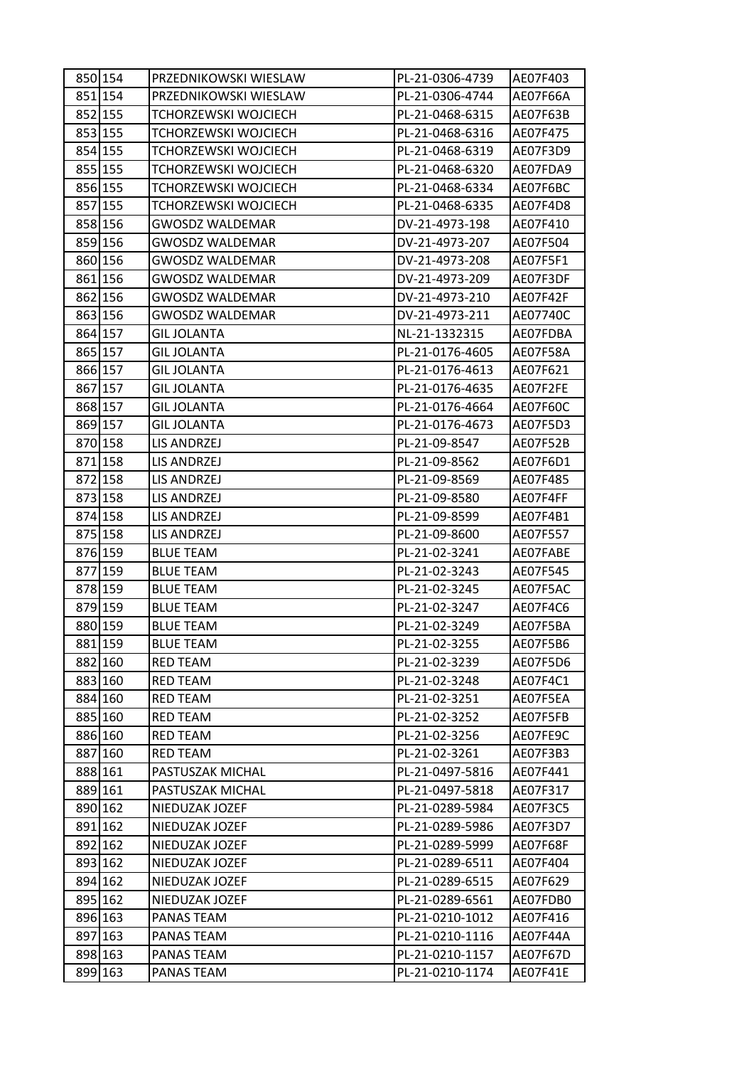| 850 | 154 | PRZEDNIKOWSKI WIESLAW | PL-21-0306-4739 | AE07F403 |
|---|---|---|---|---|
| 851 | 154 | PRZEDNIKOWSKI WIESLAW | PL-21-0306-4744 | AE07F66A |
| 852 | 155 | TCHORZEWSKI WOJCIECH | PL-21-0468-6315 | AE07F63B |
| 853 | 155 | TCHORZEWSKI WOJCIECH | PL-21-0468-6316 | AE07F475 |
| 854 | 155 | TCHORZEWSKI WOJCIECH | PL-21-0468-6319 | AE07F3D9 |
| 855 | 155 | TCHORZEWSKI WOJCIECH | PL-21-0468-6320 | AE07FDA9 |
| 856 | 155 | TCHORZEWSKI WOJCIECH | PL-21-0468-6334 | AE07F6BC |
| 857 | 155 | TCHORZEWSKI WOJCIECH | PL-21-0468-6335 | AE07F4D8 |
| 858 | 156 | GWOSDZ WALDEMAR | DV-21-4973-198 | AE07F410 |
| 859 | 156 | GWOSDZ WALDEMAR | DV-21-4973-207 | AE07F504 |
| 860 | 156 | GWOSDZ WALDEMAR | DV-21-4973-208 | AE07F5F1 |
| 861 | 156 | GWOSDZ WALDEMAR | DV-21-4973-209 | AE07F3DF |
| 862 | 156 | GWOSDZ WALDEMAR | DV-21-4973-210 | AE07F42F |
| 863 | 156 | GWOSDZ WALDEMAR | DV-21-4973-211 | AE07740C |
| 864 | 157 | GIL JOLANTA | NL-21-1332315 | AE07FDBA |
| 865 | 157 | GIL JOLANTA | PL-21-0176-4605 | AE07F58A |
| 866 | 157 | GIL JOLANTA | PL-21-0176-4613 | AE07F621 |
| 867 | 157 | GIL JOLANTA | PL-21-0176-4635 | AE07F2FE |
| 868 | 157 | GIL JOLANTA | PL-21-0176-4664 | AE07F60C |
| 869 | 157 | GIL JOLANTA | PL-21-0176-4673 | AE07F5D3 |
| 870 | 158 | LIS ANDRZEJ | PL-21-09-8547 | AE07F52B |
| 871 | 158 | LIS ANDRZEJ | PL-21-09-8562 | AE07F6D1 |
| 872 | 158 | LIS ANDRZEJ | PL-21-09-8569 | AE07F485 |
| 873 | 158 | LIS ANDRZEJ | PL-21-09-8580 | AE07F4FF |
| 874 | 158 | LIS ANDRZEJ | PL-21-09-8599 | AE07F4B1 |
| 875 | 158 | LIS ANDRZEJ | PL-21-09-8600 | AE07F557 |
| 876 | 159 | BLUE TEAM | PL-21-02-3241 | AE07FABE |
| 877 | 159 | BLUE TEAM | PL-21-02-3243 | AE07F545 |
| 878 | 159 | BLUE TEAM | PL-21-02-3245 | AE07F5AC |
| 879 | 159 | BLUE TEAM | PL-21-02-3247 | AE07F4C6 |
| 880 | 159 | BLUE TEAM | PL-21-02-3249 | AE07F5BA |
| 881 | 159 | BLUE TEAM | PL-21-02-3255 | AE07F5B6 |
| 882 | 160 | RED TEAM | PL-21-02-3239 | AE07F5D6 |
| 883 | 160 | RED TEAM | PL-21-02-3248 | AE07F4C1 |
| 884 | 160 | RED TEAM | PL-21-02-3251 | AE07F5EA |
| 885 | 160 | RED TEAM | PL-21-02-3252 | AE07F5FB |
| 886 | 160 | RED TEAM | PL-21-02-3256 | AE07FE9C |
| 887 | 160 | RED TEAM | PL-21-02-3261 | AE07F3B3 |
| 888 | 161 | PASTUSZAK MICHAL | PL-21-0497-5816 | AE07F441 |
| 889 | 161 | PASTUSZAK MICHAL | PL-21-0497-5818 | AE07F317 |
| 890 | 162 | NIEDUZAK JOZEF | PL-21-0289-5984 | AE07F3C5 |
| 891 | 162 | NIEDUZAK JOZEF | PL-21-0289-5986 | AE07F3D7 |
| 892 | 162 | NIEDUZAK JOZEF | PL-21-0289-5999 | AE07F68F |
| 893 | 162 | NIEDUZAK JOZEF | PL-21-0289-6511 | AE07F404 |
| 894 | 162 | NIEDUZAK JOZEF | PL-21-0289-6515 | AE07F629 |
| 895 | 162 | NIEDUZAK JOZEF | PL-21-0289-6561 | AE07FDB0 |
| 896 | 163 | PANAS TEAM | PL-21-0210-1012 | AE07F416 |
| 897 | 163 | PANAS TEAM | PL-21-0210-1116 | AE07F44A |
| 898 | 163 | PANAS TEAM | PL-21-0210-1157 | AE07F67D |
| 899 | 163 | PANAS TEAM | PL-21-0210-1174 | AE07F41E |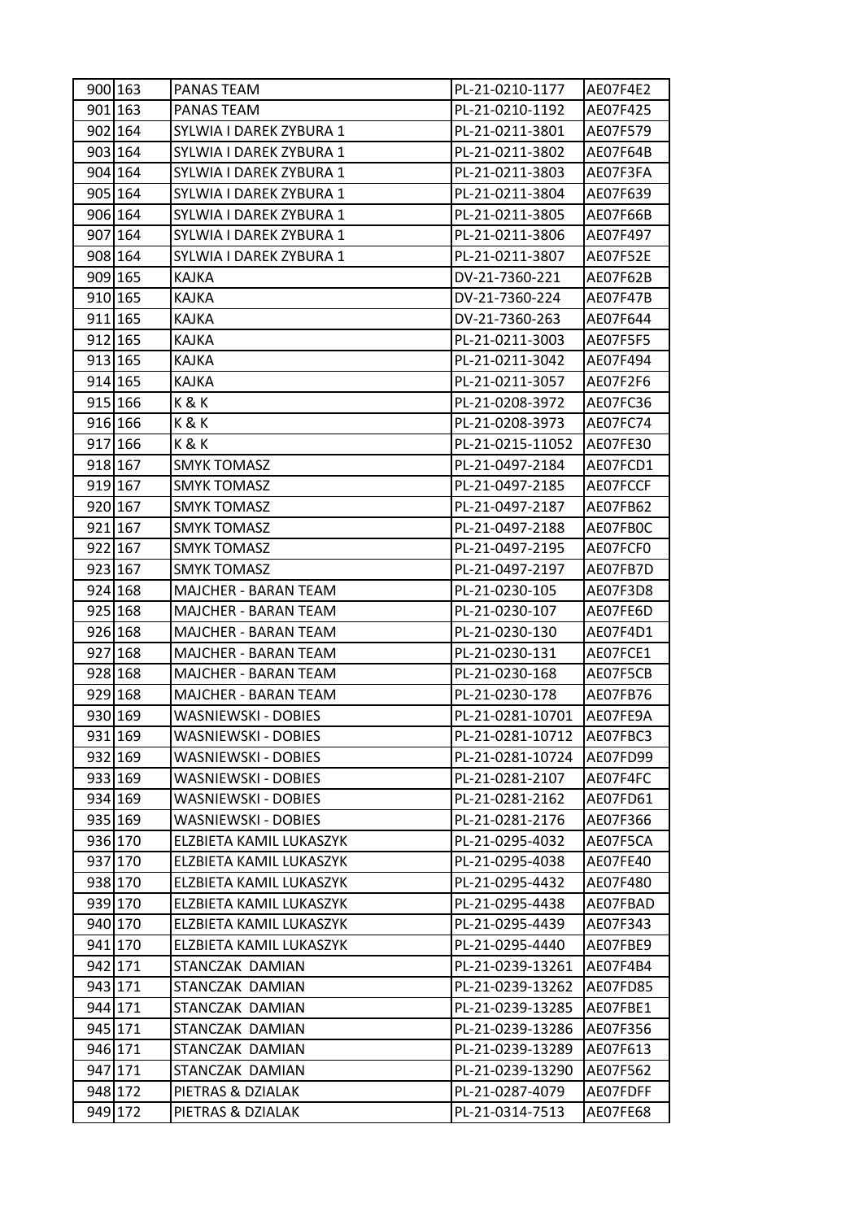| 900 | 163 | PANAS TEAM | PL-21-0210-1177 | AE07F4E2 |
|---|---|---|---|---|
| 901 | 163 | PANAS TEAM | PL-21-0210-1192 | AE07F425 |
| 902 | 164 | SYLWIA I DAREK ZYBURA 1 | PL-21-0211-3801 | AE07F579 |
| 903 | 164 | SYLWIA I DAREK ZYBURA 1 | PL-21-0211-3802 | AE07F64B |
| 904 | 164 | SYLWIA I DAREK ZYBURA 1 | PL-21-0211-3803 | AE07F3FA |
| 905 | 164 | SYLWIA I DAREK ZYBURA 1 | PL-21-0211-3804 | AE07F639 |
| 906 | 164 | SYLWIA I DAREK ZYBURA 1 | PL-21-0211-3805 | AE07F66B |
| 907 | 164 | SYLWIA I DAREK ZYBURA 1 | PL-21-0211-3806 | AE07F497 |
| 908 | 164 | SYLWIA I DAREK ZYBURA 1 | PL-21-0211-3807 | AE07F52E |
| 909 | 165 | KAJKA | DV-21-7360-221 | AE07F62B |
| 910 | 165 | KAJKA | DV-21-7360-224 | AE07F47B |
| 911 | 165 | KAJKA | DV-21-7360-263 | AE07F644 |
| 912 | 165 | KAJKA | PL-21-0211-3003 | AE07F5F5 |
| 913 | 165 | KAJKA | PL-21-0211-3042 | AE07F494 |
| 914 | 165 | KAJKA | PL-21-0211-3057 | AE07F2F6 |
| 915 | 166 | K & K | PL-21-0208-3972 | AE07FC36 |
| 916 | 166 | K & K | PL-21-0208-3973 | AE07FC74 |
| 917 | 166 | K & K | PL-21-0215-11052 | AE07FE30 |
| 918 | 167 | SMYK TOMASZ | PL-21-0497-2184 | AE07FCD1 |
| 919 | 167 | SMYK TOMASZ | PL-21-0497-2185 | AE07FCCF |
| 920 | 167 | SMYK TOMASZ | PL-21-0497-2187 | AE07FB62 |
| 921 | 167 | SMYK TOMASZ | PL-21-0497-2188 | AE07FB0C |
| 922 | 167 | SMYK TOMASZ | PL-21-0497-2195 | AE07FCF0 |
| 923 | 167 | SMYK TOMASZ | PL-21-0497-2197 | AE07FB7D |
| 924 | 168 | MAJCHER - BARAN TEAM | PL-21-0230-105 | AE07F3D8 |
| 925 | 168 | MAJCHER - BARAN TEAM | PL-21-0230-107 | AE07FE6D |
| 926 | 168 | MAJCHER - BARAN TEAM | PL-21-0230-130 | AE07F4D1 |
| 927 | 168 | MAJCHER - BARAN TEAM | PL-21-0230-131 | AE07FCE1 |
| 928 | 168 | MAJCHER - BARAN TEAM | PL-21-0230-168 | AE07F5CB |
| 929 | 168 | MAJCHER - BARAN TEAM | PL-21-0230-178 | AE07FB76 |
| 930 | 169 | WASNIEWSKI - DOBIES | PL-21-0281-10701 | AE07FE9A |
| 931 | 169 | WASNIEWSKI - DOBIES | PL-21-0281-10712 | AE07FBC3 |
| 932 | 169 | WASNIEWSKI - DOBIES | PL-21-0281-10724 | AE07FD99 |
| 933 | 169 | WASNIEWSKI - DOBIES | PL-21-0281-2107 | AE07F4FC |
| 934 | 169 | WASNIEWSKI - DOBIES | PL-21-0281-2162 | AE07FD61 |
| 935 | 169 | WASNIEWSKI - DOBIES | PL-21-0281-2176 | AE07F366 |
| 936 | 170 | ELZBIETA KAMIL LUKASZYK | PL-21-0295-4032 | AE07F5CA |
| 937 | 170 | ELZBIETA KAMIL LUKASZYK | PL-21-0295-4038 | AE07FE40 |
| 938 | 170 | ELZBIETA KAMIL LUKASZYK | PL-21-0295-4432 | AE07F480 |
| 939 | 170 | ELZBIETA KAMIL LUKASZYK | PL-21-0295-4438 | AE07FBAD |
| 940 | 170 | ELZBIETA KAMIL LUKASZYK | PL-21-0295-4439 | AE07F343 |
| 941 | 170 | ELZBIETA KAMIL LUKASZYK | PL-21-0295-4440 | AE07FBE9 |
| 942 | 171 | STANCZAK DAMIAN | PL-21-0239-13261 | AE07F4B4 |
| 943 | 171 | STANCZAK DAMIAN | PL-21-0239-13262 | AE07FD85 |
| 944 | 171 | STANCZAK DAMIAN | PL-21-0239-13285 | AE07FBE1 |
| 945 | 171 | STANCZAK DAMIAN | PL-21-0239-13286 | AE07F356 |
| 946 | 171 | STANCZAK DAMIAN | PL-21-0239-13289 | AE07F613 |
| 947 | 171 | STANCZAK DAMIAN | PL-21-0239-13290 | AE07F562 |
| 948 | 172 | PIETRAS & DZIALAK | PL-21-0287-4079 | AE07FDFF |
| 949 | 172 | PIETRAS & DZIALAK | PL-21-0314-7513 | AE07FE68 |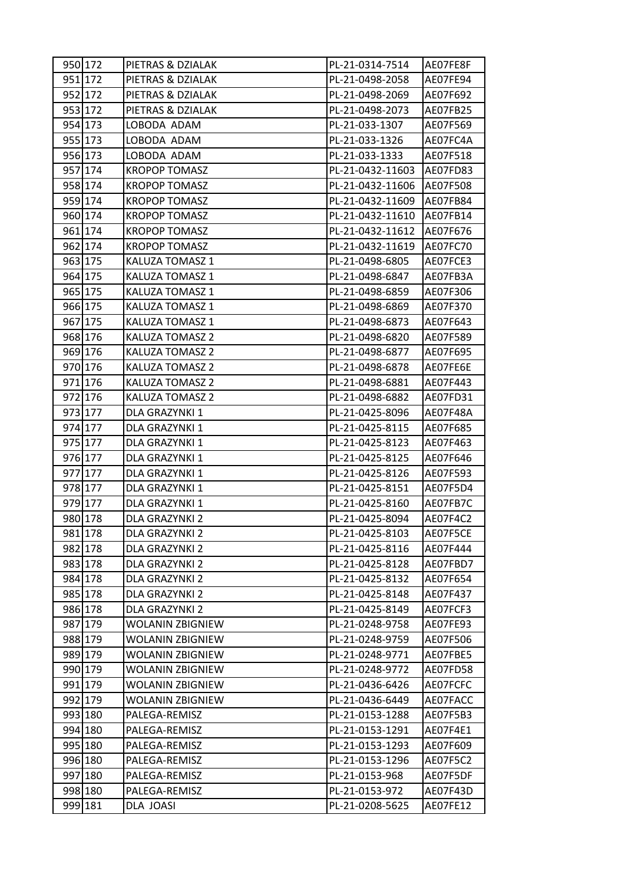| | | | | |
|---|---|---|---|---|
| 950 | 172 | PIETRAS & DZIALAK | PL-21-0314-7514 | AE07FE8F |
| 951 | 172 | PIETRAS & DZIALAK | PL-21-0498-2058 | AE07FE94 |
| 952 | 172 | PIETRAS & DZIALAK | PL-21-0498-2069 | AE07F692 |
| 953 | 172 | PIETRAS & DZIALAK | PL-21-0498-2073 | AE07FB25 |
| 954 | 173 | LOBODA ADAM | PL-21-033-1307 | AE07F569 |
| 955 | 173 | LOBODA ADAM | PL-21-033-1326 | AE07FC4A |
| 956 | 173 | LOBODA ADAM | PL-21-033-1333 | AE07F518 |
| 957 | 174 | KROPOP TOMASZ | PL-21-0432-11603 | AE07FD83 |
| 958 | 174 | KROPOP TOMASZ | PL-21-0432-11606 | AE07F508 |
| 959 | 174 | KROPOP TOMASZ | PL-21-0432-11609 | AE07FB84 |
| 960 | 174 | KROPOP TOMASZ | PL-21-0432-11610 | AE07FB14 |
| 961 | 174 | KROPOP TOMASZ | PL-21-0432-11612 | AE07F676 |
| 962 | 174 | KROPOP TOMASZ | PL-21-0432-11619 | AE07FC70 |
| 963 | 175 | KALUZA TOMASZ 1 | PL-21-0498-6805 | AE07FCE3 |
| 964 | 175 | KALUZA TOMASZ 1 | PL-21-0498-6847 | AE07FB3A |
| 965 | 175 | KALUZA TOMASZ 1 | PL-21-0498-6859 | AE07F306 |
| 966 | 175 | KALUZA TOMASZ 1 | PL-21-0498-6869 | AE07F370 |
| 967 | 175 | KALUZA TOMASZ 1 | PL-21-0498-6873 | AE07F643 |
| 968 | 176 | KALUZA TOMASZ 2 | PL-21-0498-6820 | AE07F589 |
| 969 | 176 | KALUZA TOMASZ 2 | PL-21-0498-6877 | AE07F695 |
| 970 | 176 | KALUZA TOMASZ 2 | PL-21-0498-6878 | AE07FE6E |
| 971 | 176 | KALUZA TOMASZ 2 | PL-21-0498-6881 | AE07F443 |
| 972 | 176 | KALUZA TOMASZ 2 | PL-21-0498-6882 | AE07FD31 |
| 973 | 177 | DLA GRAZYNKI 1 | PL-21-0425-8096 | AE07F48A |
| 974 | 177 | DLA GRAZYNKI 1 | PL-21-0425-8115 | AE07F685 |
| 975 | 177 | DLA GRAZYNKI 1 | PL-21-0425-8123 | AE07F463 |
| 976 | 177 | DLA GRAZYNKI 1 | PL-21-0425-8125 | AE07F646 |
| 977 | 177 | DLA GRAZYNKI 1 | PL-21-0425-8126 | AE07F593 |
| 978 | 177 | DLA GRAZYNKI 1 | PL-21-0425-8151 | AE07F5D4 |
| 979 | 177 | DLA GRAZYNKI 1 | PL-21-0425-8160 | AE07FB7C |
| 980 | 178 | DLA GRAZYNKI 2 | PL-21-0425-8094 | AE07F4C2 |
| 981 | 178 | DLA GRAZYNKI 2 | PL-21-0425-8103 | AE07F5CE |
| 982 | 178 | DLA GRAZYNKI 2 | PL-21-0425-8116 | AE07F444 |
| 983 | 178 | DLA GRAZYNKI 2 | PL-21-0425-8128 | AE07FBD7 |
| 984 | 178 | DLA GRAZYNKI 2 | PL-21-0425-8132 | AE07F654 |
| 985 | 178 | DLA GRAZYNKI 2 | PL-21-0425-8148 | AE07F437 |
| 986 | 178 | DLA GRAZYNKI 2 | PL-21-0425-8149 | AE07FCF3 |
| 987 | 179 | WOLANIN ZBIGNIEW | PL-21-0248-9758 | AE07FE93 |
| 988 | 179 | WOLANIN ZBIGNIEW | PL-21-0248-9759 | AE07F506 |
| 989 | 179 | WOLANIN ZBIGNIEW | PL-21-0248-9771 | AE07FBE5 |
| 990 | 179 | WOLANIN ZBIGNIEW | PL-21-0248-9772 | AE07FD58 |
| 991 | 179 | WOLANIN ZBIGNIEW | PL-21-0436-6426 | AE07FCFC |
| 992 | 179 | WOLANIN ZBIGNIEW | PL-21-0436-6449 | AE07FACC |
| 993 | 180 | PALEGA-REMISZ | PL-21-0153-1288 | AE07F5B3 |
| 994 | 180 | PALEGA-REMISZ | PL-21-0153-1291 | AE07F4E1 |
| 995 | 180 | PALEGA-REMISZ | PL-21-0153-1293 | AE07F609 |
| 996 | 180 | PALEGA-REMISZ | PL-21-0153-1296 | AE07F5C2 |
| 997 | 180 | PALEGA-REMISZ | PL-21-0153-968 | AE07F5DF |
| 998 | 180 | PALEGA-REMISZ | PL-21-0153-972 | AE07F43D |
| 999 | 181 | DLA JOASI | PL-21-0208-5625 | AE07FE12 |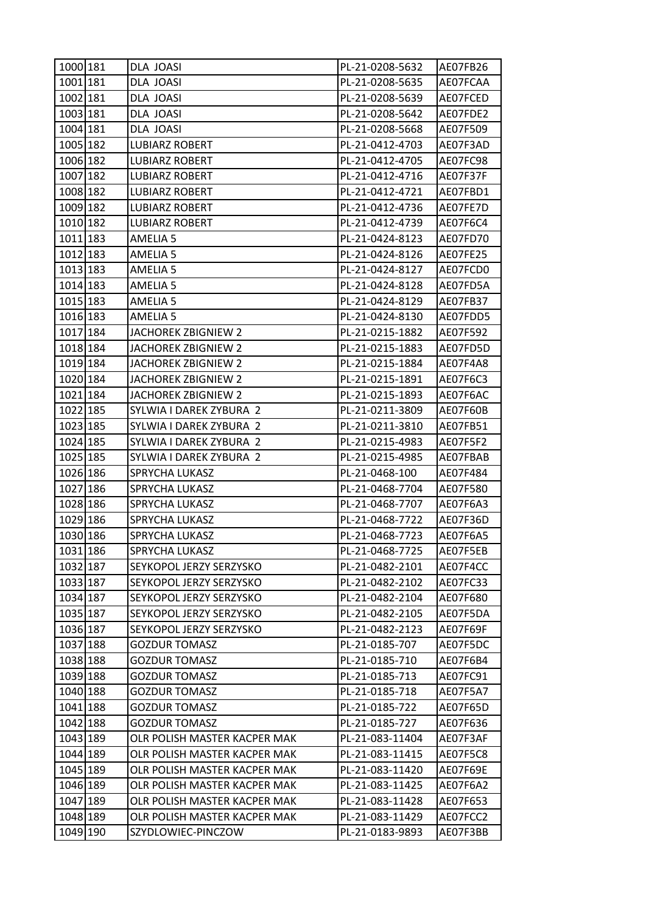| | | | | |
|---|---|---|---|---|
| 1000 | 181 | DLA JOASI | PL-21-0208-5632 | AE07FB26 |
| 1001 | 181 | DLA JOASI | PL-21-0208-5635 | AE07FCAA |
| 1002 | 181 | DLA JOASI | PL-21-0208-5639 | AE07FCED |
| 1003 | 181 | DLA JOASI | PL-21-0208-5642 | AE07FDE2 |
| 1004 | 181 | DLA JOASI | PL-21-0208-5668 | AE07F509 |
| 1005 | 182 | LUBIARZ ROBERT | PL-21-0412-4703 | AE07F3AD |
| 1006 | 182 | LUBIARZ ROBERT | PL-21-0412-4705 | AE07FC98 |
| 1007 | 182 | LUBIARZ ROBERT | PL-21-0412-4716 | AE07F37F |
| 1008 | 182 | LUBIARZ ROBERT | PL-21-0412-4721 | AE07FBD1 |
| 1009 | 182 | LUBIARZ ROBERT | PL-21-0412-4736 | AE07FE7D |
| 1010 | 182 | LUBIARZ ROBERT | PL-21-0412-4739 | AE07F6C4 |
| 1011 | 183 | AMELIA 5 | PL-21-0424-8123 | AE07FD70 |
| 1012 | 183 | AMELIA 5 | PL-21-0424-8126 | AE07FE25 |
| 1013 | 183 | AMELIA 5 | PL-21-0424-8127 | AE07FCD0 |
| 1014 | 183 | AMELIA 5 | PL-21-0424-8128 | AE07FD5A |
| 1015 | 183 | AMELIA 5 | PL-21-0424-8129 | AE07FB37 |
| 1016 | 183 | AMELIA 5 | PL-21-0424-8130 | AE07FDD5 |
| 1017 | 184 | JACHOREK ZBIGNIEW 2 | PL-21-0215-1882 | AE07F592 |
| 1018 | 184 | JACHOREK ZBIGNIEW 2 | PL-21-0215-1883 | AE07FD5D |
| 1019 | 184 | JACHOREK ZBIGNIEW 2 | PL-21-0215-1884 | AE07F4A8 |
| 1020 | 184 | JACHOREK ZBIGNIEW 2 | PL-21-0215-1891 | AE07F6C3 |
| 1021 | 184 | JACHOREK ZBIGNIEW 2 | PL-21-0215-1893 | AE07F6AC |
| 1022 | 185 | SYLWIA I DAREK ZYBURA 2 | PL-21-0211-3809 | AE07F60B |
| 1023 | 185 | SYLWIA I DAREK ZYBURA 2 | PL-21-0211-3810 | AE07FB51 |
| 1024 | 185 | SYLWIA I DAREK ZYBURA 2 | PL-21-0215-4983 | AE07F5F2 |
| 1025 | 185 | SYLWIA I DAREK ZYBURA 2 | PL-21-0215-4985 | AE07FBAB |
| 1026 | 186 | SPRYCHA LUKASZ | PL-21-0468-100 | AE07F484 |
| 1027 | 186 | SPRYCHA LUKASZ | PL-21-0468-7704 | AE07F580 |
| 1028 | 186 | SPRYCHA LUKASZ | PL-21-0468-7707 | AE07F6A3 |
| 1029 | 186 | SPRYCHA LUKASZ | PL-21-0468-7722 | AE07F36D |
| 1030 | 186 | SPRYCHA LUKASZ | PL-21-0468-7723 | AE07F6A5 |
| 1031 | 186 | SPRYCHA LUKASZ | PL-21-0468-7725 | AE07F5EB |
| 1032 | 187 | SEYKOPOL JERZY SERZYSKO | PL-21-0482-2101 | AE07F4CC |
| 1033 | 187 | SEYKOPOL JERZY SERZYSKO | PL-21-0482-2102 | AE07FC33 |
| 1034 | 187 | SEYKOPOL JERZY SERZYSKO | PL-21-0482-2104 | AE07F680 |
| 1035 | 187 | SEYKOPOL JERZY SERZYSKO | PL-21-0482-2105 | AE07F5DA |
| 1036 | 187 | SEYKOPOL JERZY SERZYSKO | PL-21-0482-2123 | AE07F69F |
| 1037 | 188 | GOZDUR TOMASZ | PL-21-0185-707 | AE07F5DC |
| 1038 | 188 | GOZDUR TOMASZ | PL-21-0185-710 | AE07F6B4 |
| 1039 | 188 | GOZDUR TOMASZ | PL-21-0185-713 | AE07FC91 |
| 1040 | 188 | GOZDUR TOMASZ | PL-21-0185-718 | AE07F5A7 |
| 1041 | 188 | GOZDUR TOMASZ | PL-21-0185-722 | AE07F65D |
| 1042 | 188 | GOZDUR TOMASZ | PL-21-0185-727 | AE07F636 |
| 1043 | 189 | OLR POLISH MASTER KACPER MAK | PL-21-083-11404 | AE07F3AF |
| 1044 | 189 | OLR POLISH MASTER KACPER MAK | PL-21-083-11415 | AE07F5C8 |
| 1045 | 189 | OLR POLISH MASTER KACPER MAK | PL-21-083-11420 | AE07F69E |
| 1046 | 189 | OLR POLISH MASTER KACPER MAK | PL-21-083-11425 | AE07F6A2 |
| 1047 | 189 | OLR POLISH MASTER KACPER MAK | PL-21-083-11428 | AE07F653 |
| 1048 | 189 | OLR POLISH MASTER KACPER MAK | PL-21-083-11429 | AE07FCC2 |
| 1049 | 190 | SZYDLOWIEC-PINCZOW | PL-21-0183-9893 | AE07F3BB |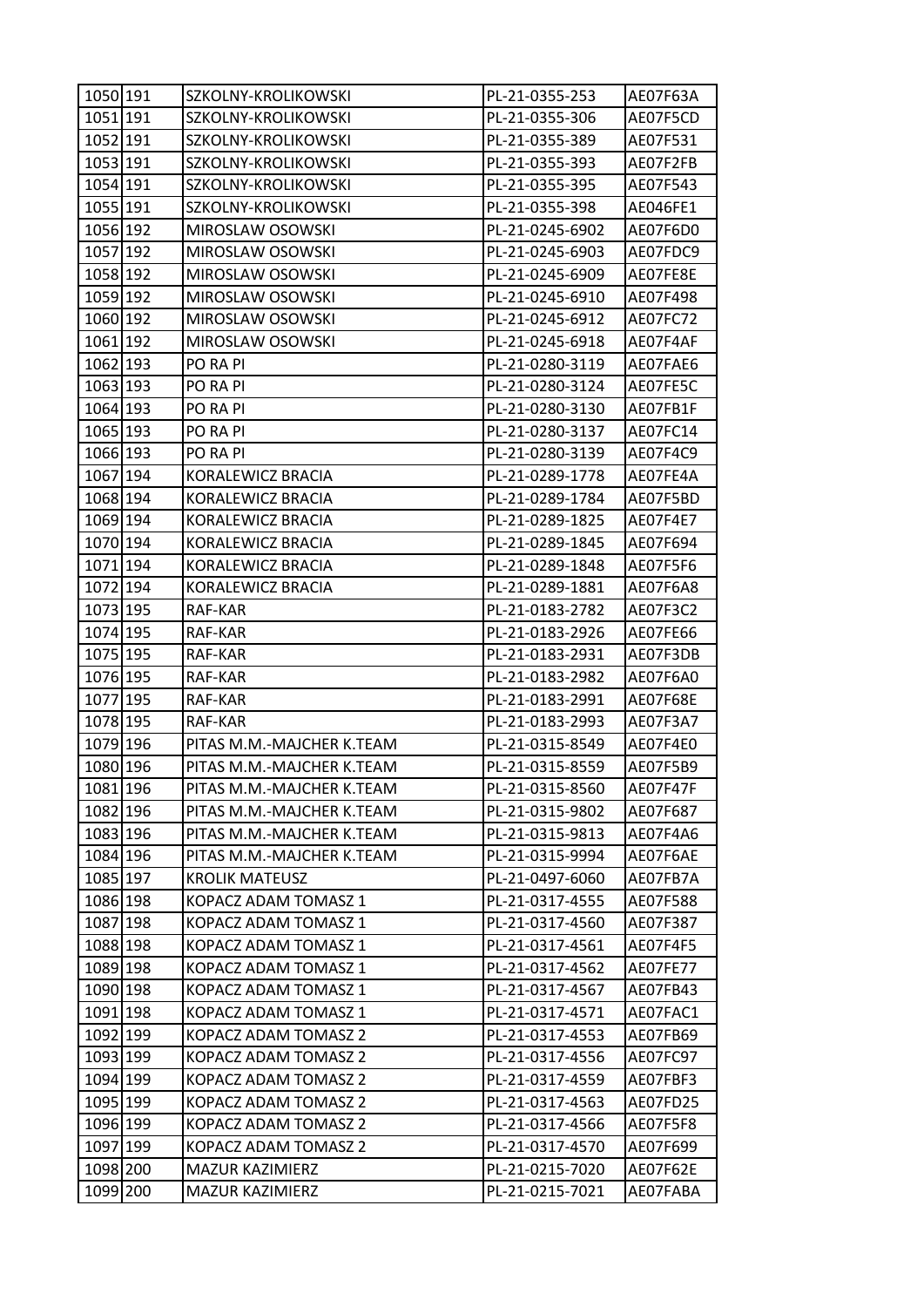| 1050 | 191 | SZKOLNY-KROLIKOWSKI | PL-21-0355-253 | AE07F63A |
|---|---|---|---|---|
| 1051 | 191 | SZKOLNY-KROLIKOWSKI | PL-21-0355-306 | AE07F5CD |
| 1052 | 191 | SZKOLNY-KROLIKOWSKI | PL-21-0355-389 | AE07F531 |
| 1053 | 191 | SZKOLNY-KROLIKOWSKI | PL-21-0355-393 | AE07F2FB |
| 1054 | 191 | SZKOLNY-KROLIKOWSKI | PL-21-0355-395 | AE07F543 |
| 1055 | 191 | SZKOLNY-KROLIKOWSKI | PL-21-0355-398 | AE046FE1 |
| 1056 | 192 | MIROSLAW OSOWSKI | PL-21-0245-6902 | AE07F6D0 |
| 1057 | 192 | MIROSLAW OSOWSKI | PL-21-0245-6903 | AE07FDC9 |
| 1058 | 192 | MIROSLAW OSOWSKI | PL-21-0245-6909 | AE07FE8E |
| 1059 | 192 | MIROSLAW OSOWSKI | PL-21-0245-6910 | AE07F498 |
| 1060 | 192 | MIROSLAW OSOWSKI | PL-21-0245-6912 | AE07FC72 |
| 1061 | 192 | MIROSLAW OSOWSKI | PL-21-0245-6918 | AE07F4AF |
| 1062 | 193 | PO RA PI | PL-21-0280-3119 | AE07FAE6 |
| 1063 | 193 | PO RA PI | PL-21-0280-3124 | AE07FE5C |
| 1064 | 193 | PO RA PI | PL-21-0280-3130 | AE07FB1F |
| 1065 | 193 | PO RA PI | PL-21-0280-3137 | AE07FC14 |
| 1066 | 193 | PO RA PI | PL-21-0280-3139 | AE07F4C9 |
| 1067 | 194 | KORALEWICZ BRACIA | PL-21-0289-1778 | AE07FE4A |
| 1068 | 194 | KORALEWICZ BRACIA | PL-21-0289-1784 | AE07F5BD |
| 1069 | 194 | KORALEWICZ BRACIA | PL-21-0289-1825 | AE07F4E7 |
| 1070 | 194 | KORALEWICZ BRACIA | PL-21-0289-1845 | AE07F694 |
| 1071 | 194 | KORALEWICZ BRACIA | PL-21-0289-1848 | AE07F5F6 |
| 1072 | 194 | KORALEWICZ BRACIA | PL-21-0289-1881 | AE07F6A8 |
| 1073 | 195 | RAF-KAR | PL-21-0183-2782 | AE07F3C2 |
| 1074 | 195 | RAF-KAR | PL-21-0183-2926 | AE07FE66 |
| 1075 | 195 | RAF-KAR | PL-21-0183-2931 | AE07F3DB |
| 1076 | 195 | RAF-KAR | PL-21-0183-2982 | AE07F6A0 |
| 1077 | 195 | RAF-KAR | PL-21-0183-2991 | AE07F68E |
| 1078 | 195 | RAF-KAR | PL-21-0183-2993 | AE07F3A7 |
| 1079 | 196 | PITAS M.M.-MAJCHER K.TEAM | PL-21-0315-8549 | AE07F4E0 |
| 1080 | 196 | PITAS M.M.-MAJCHER K.TEAM | PL-21-0315-8559 | AE07F5B9 |
| 1081 | 196 | PITAS M.M.-MAJCHER K.TEAM | PL-21-0315-8560 | AE07F47F |
| 1082 | 196 | PITAS M.M.-MAJCHER K.TEAM | PL-21-0315-9802 | AE07F687 |
| 1083 | 196 | PITAS M.M.-MAJCHER K.TEAM | PL-21-0315-9813 | AE07F4A6 |
| 1084 | 196 | PITAS M.M.-MAJCHER K.TEAM | PL-21-0315-9994 | AE07F6AE |
| 1085 | 197 | KROLIK MATEUSZ | PL-21-0497-6060 | AE07FB7A |
| 1086 | 198 | KOPACZ ADAM TOMASZ 1 | PL-21-0317-4555 | AE07F588 |
| 1087 | 198 | KOPACZ ADAM TOMASZ 1 | PL-21-0317-4560 | AE07F387 |
| 1088 | 198 | KOPACZ ADAM TOMASZ 1 | PL-21-0317-4561 | AE07F4F5 |
| 1089 | 198 | KOPACZ ADAM TOMASZ 1 | PL-21-0317-4562 | AE07FE77 |
| 1090 | 198 | KOPACZ ADAM TOMASZ 1 | PL-21-0317-4567 | AE07FB43 |
| 1091 | 198 | KOPACZ ADAM TOMASZ 1 | PL-21-0317-4571 | AE07FAC1 |
| 1092 | 199 | KOPACZ ADAM TOMASZ 2 | PL-21-0317-4553 | AE07FB69 |
| 1093 | 199 | KOPACZ ADAM TOMASZ 2 | PL-21-0317-4556 | AE07FC97 |
| 1094 | 199 | KOPACZ ADAM TOMASZ 2 | PL-21-0317-4559 | AE07FBF3 |
| 1095 | 199 | KOPACZ ADAM TOMASZ 2 | PL-21-0317-4563 | AE07FD25 |
| 1096 | 199 | KOPACZ ADAM TOMASZ 2 | PL-21-0317-4566 | AE07F5F8 |
| 1097 | 199 | KOPACZ ADAM TOMASZ 2 | PL-21-0317-4570 | AE07F699 |
| 1098 | 200 | MAZUR KAZIMIERZ | PL-21-0215-7020 | AE07F62E |
| 1099 | 200 | MAZUR KAZIMIERZ | PL-21-0215-7021 | AE07FABA |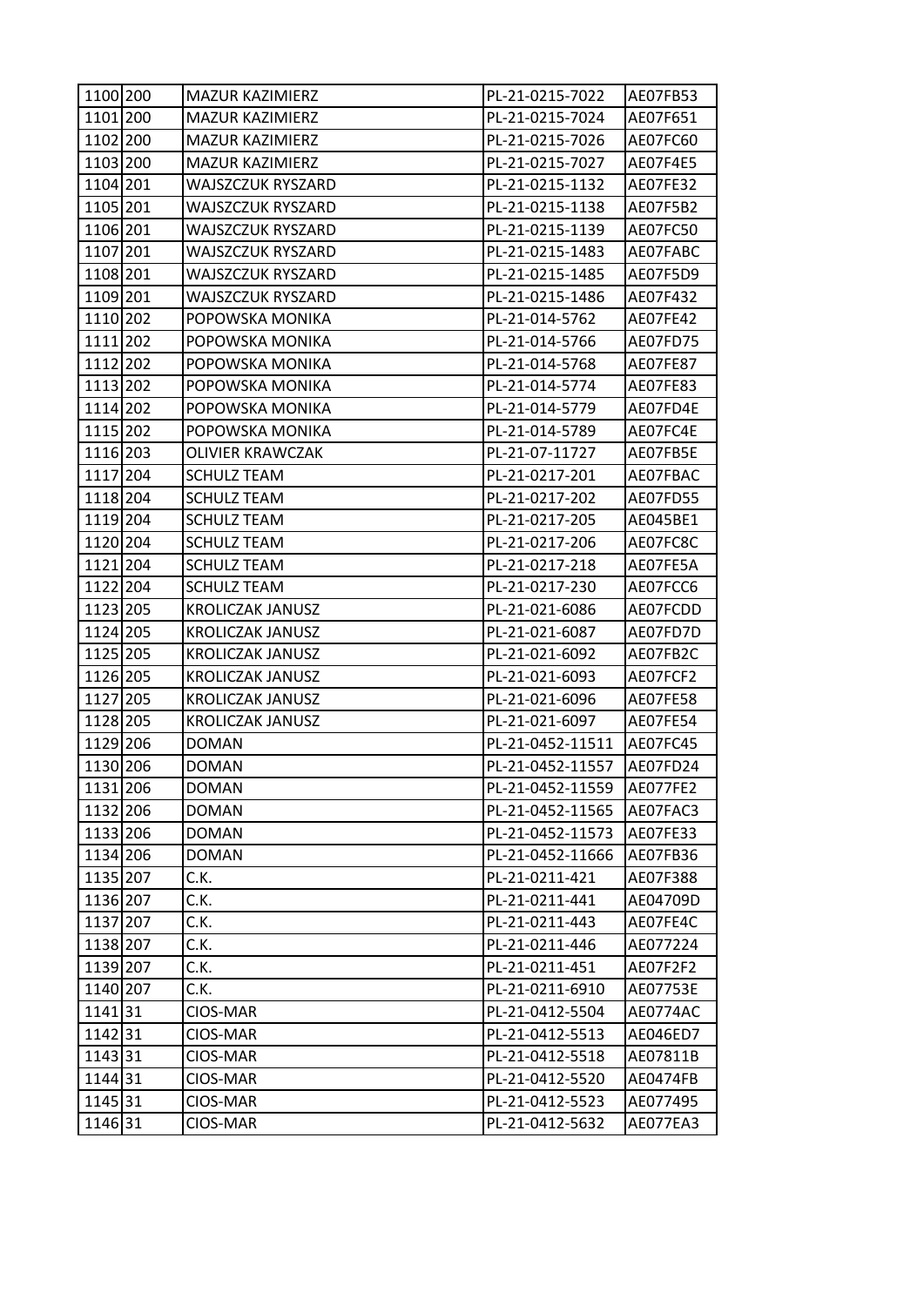| | | | | |
|---|---|---|---|---|
| 1100 | 200 | MAZUR KAZIMIERZ | PL-21-0215-7022 | AE07FB53 |
| 1101 | 200 | MAZUR KAZIMIERZ | PL-21-0215-7024 | AE07F651 |
| 1102 | 200 | MAZUR KAZIMIERZ | PL-21-0215-7026 | AE07FC60 |
| 1103 | 200 | MAZUR KAZIMIERZ | PL-21-0215-7027 | AE07F4E5 |
| 1104 | 201 | WAJSZCZUK RYSZARD | PL-21-0215-1132 | AE07FE32 |
| 1105 | 201 | WAJSZCZUK RYSZARD | PL-21-0215-1138 | AE07F5B2 |
| 1106 | 201 | WAJSZCZUK RYSZARD | PL-21-0215-1139 | AE07FC50 |
| 1107 | 201 | WAJSZCZUK RYSZARD | PL-21-0215-1483 | AE07FABC |
| 1108 | 201 | WAJSZCZUK RYSZARD | PL-21-0215-1485 | AE07F5D9 |
| 1109 | 201 | WAJSZCZUK RYSZARD | PL-21-0215-1486 | AE07F432 |
| 1110 | 202 | POPOWSKA MONIKA | PL-21-014-5762 | AE07FE42 |
| 1111 | 202 | POPOWSKA MONIKA | PL-21-014-5766 | AE07FD75 |
| 1112 | 202 | POPOWSKA MONIKA | PL-21-014-5768 | AE07FE87 |
| 1113 | 202 | POPOWSKA MONIKA | PL-21-014-5774 | AE07FE83 |
| 1114 | 202 | POPOWSKA MONIKA | PL-21-014-5779 | AE07FD4E |
| 1115 | 202 | POPOWSKA MONIKA | PL-21-014-5789 | AE07FC4E |
| 1116 | 203 | OLIVIER KRAWCZAK | PL-21-07-11727 | AE07FB5E |
| 1117 | 204 | SCHULZ TEAM | PL-21-0217-201 | AE07FBAC |
| 1118 | 204 | SCHULZ TEAM | PL-21-0217-202 | AE07FD55 |
| 1119 | 204 | SCHULZ TEAM | PL-21-0217-205 | AE045BE1 |
| 1120 | 204 | SCHULZ TEAM | PL-21-0217-206 | AE07FC8C |
| 1121 | 204 | SCHULZ TEAM | PL-21-0217-218 | AE07FE5A |
| 1122 | 204 | SCHULZ TEAM | PL-21-0217-230 | AE07FCC6 |
| 1123 | 205 | KROLICZAK JANUSZ | PL-21-021-6086 | AE07FCDD |
| 1124 | 205 | KROLICZAK JANUSZ | PL-21-021-6087 | AE07FD7D |
| 1125 | 205 | KROLICZAK JANUSZ | PL-21-021-6092 | AE07FB2C |
| 1126 | 205 | KROLICZAK JANUSZ | PL-21-021-6093 | AE07FCF2 |
| 1127 | 205 | KROLICZAK JANUSZ | PL-21-021-6096 | AE07FE58 |
| 1128 | 205 | KROLICZAK JANUSZ | PL-21-021-6097 | AE07FE54 |
| 1129 | 206 | DOMAN | PL-21-0452-11511 | AE07FC45 |
| 1130 | 206 | DOMAN | PL-21-0452-11557 | AE07FD24 |
| 1131 | 206 | DOMAN | PL-21-0452-11559 | AE077FE2 |
| 1132 | 206 | DOMAN | PL-21-0452-11565 | AE07FAC3 |
| 1133 | 206 | DOMAN | PL-21-0452-11573 | AE07FE33 |
| 1134 | 206 | DOMAN | PL-21-0452-11666 | AE07FB36 |
| 1135 | 207 | C.K. | PL-21-0211-421 | AE07F388 |
| 1136 | 207 | C.K. | PL-21-0211-441 | AE04709D |
| 1137 | 207 | C.K. | PL-21-0211-443 | AE07FE4C |
| 1138 | 207 | C.K. | PL-21-0211-446 | AE077224 |
| 1139 | 207 | C.K. | PL-21-0211-451 | AE07F2F2 |
| 1140 | 207 | C.K. | PL-21-0211-6910 | AE07753E |
| 1141 | 31 | CIOS-MAR | PL-21-0412-5504 | AE0774AC |
| 1142 | 31 | CIOS-MAR | PL-21-0412-5513 | AE046ED7 |
| 1143 | 31 | CIOS-MAR | PL-21-0412-5518 | AE07811B |
| 1144 | 31 | CIOS-MAR | PL-21-0412-5520 | AE0474FB |
| 1145 | 31 | CIOS-MAR | PL-21-0412-5523 | AE077495 |
| 1146 | 31 | CIOS-MAR | PL-21-0412-5632 | AE077EA3 |